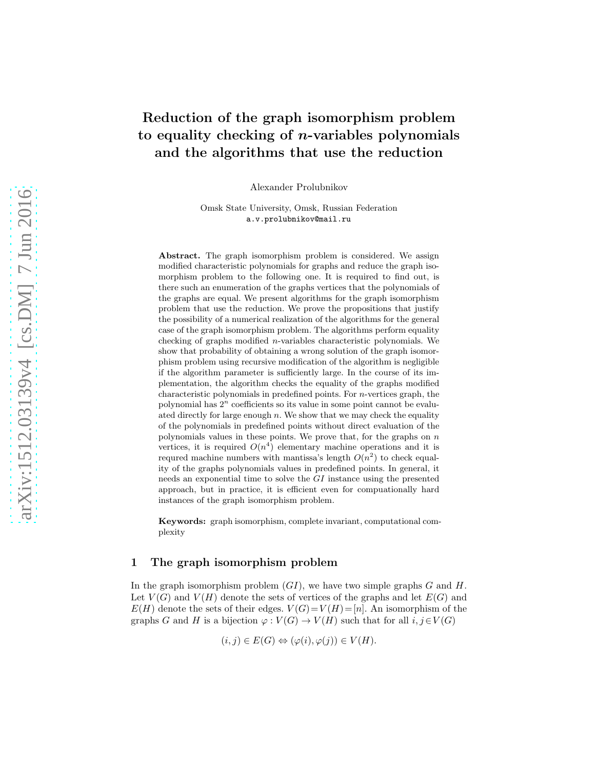# Reduction of the graph isomorphism problem to equality checking of $n$-variables polynomials and the algorithms that use the reduction

Alexander Prolubnikov

Omsk State University, Omsk, Russian Federation
a.v.prolubnikov@mail.ru

**Abstract.** The graph isomorphism problem is considered. We assign modified characteristic polynomials for graphs and reduce the graph isomorphism problem to the following one. It is required to find out, is there such an enumeration of the graphs vertices that the polynomials of the graphs are equal. We present algorithms for the graph isomorphism problem that use the reduction. We prove the propositions that justify the possibility of a numerical realization of the algorithms for the general case of the graph isomorphism problem. The algorithms perform equality checking of graphs modified $n$-variables characteristic polynomials. We show that probability of obtaining a wrong solution of the graph isomorphism problem using recursive modification of the algorithm is negligible if the algorithm parameter is sufficiently large. In the course of its implementation, the algorithm checks the equality of the graphs modified characteristic polynomials in predefined points. For $n$-vertices graph, the polynomial has $2^n$ coefficients so its value in some point cannot be evaluated directly for large enough $n$. We show that we may check the equality of the polynomials in predefined points without direct evaluation of the polynomials values in these points. We prove that, for the graphs on $n$ vertices, it is required $O(n^4)$ elementary machine operations and it is requred machine numbers with mantissa's length $O(n^2)$ to check equality of the graphs polynomials values in predefined points. In general, it needs an exponential time to solve the $GI$ instance using the presented approach, but in practice, it is efficient even for compuationally hard instances of the graph isomorphism problem.

**Keywords:** graph isomorphism, complete invariant, computational complexity

## 1 The graph isomorphism problem

In the graph isomorphism problem ($GI$), we have two simple graphs $G$ and $H$. Let $V(G)$ and $V(H)$ denote the sets of vertices of the graphs and let $E(G)$ and $E(H)$ denote the sets of their edges. $V(G) = V(H) = [n]$. An isomorphism of the graphs $G$ and $H$ is a bijection $\varphi : V(G) \to V(H)$ such that for all $i, j \in V(G)$

$$(i, j) \in E(G) \Leftrightarrow (\varphi(i), \varphi(j)) \in V(H).$$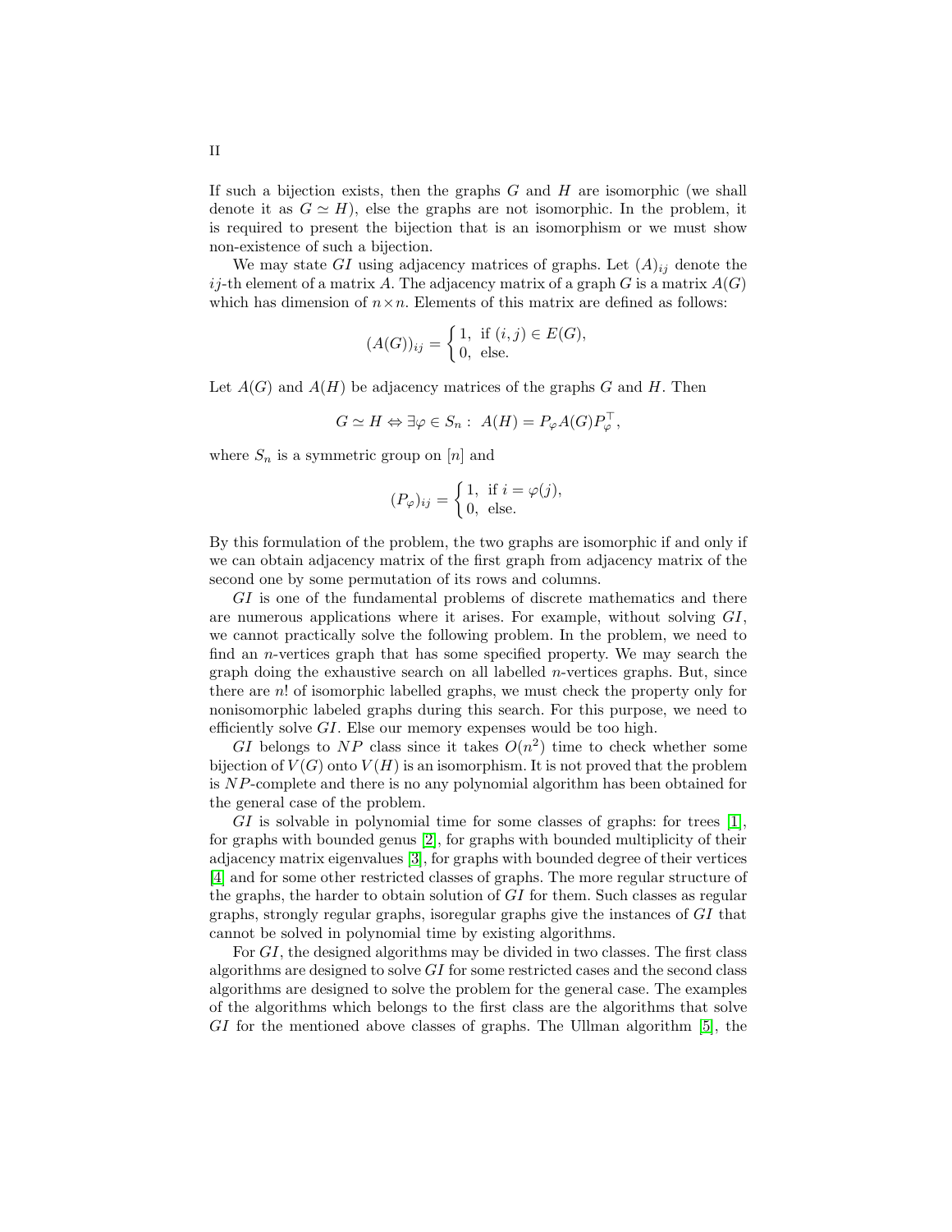If such a bijection exists, then the graphs $G$ and $H$ are isomorphic (we shall denote it as $G \simeq H$), else the graphs are not isomorphic. In the problem, it is required to present the bijection that is an isomorphism or we must show non-existence of such a bijection.

We may state $GI$ using adjacency matrices of graphs. Let $(A)_{ij}$ denote the $ij$-th element of a matrix $A$. The adjacency matrix of a graph $G$ is a matrix $A(G)$ which has dimension of $n \times n$. Elements of this matrix are defined as follows:

$$(A(G))_{ij} = \begin{cases} 1, & \text{if } (i,j) \in E(G), \\ 0, & \text{else.} \end{cases}$$

Let $A(G)$ and $A(H)$ be adjacency matrices of the graphs $G$ and $H$. Then

$$G \simeq H \Leftrightarrow \exists \varphi \in S_n : \; A(H) = P_\varphi A(G) P_\varphi^\top,$$

where $S_n$ is a symmetric group on $[n]$ and

$$(P_\varphi)_{ij} = \begin{cases} 1, & \text{if } i = \varphi(j), \\ 0, & \text{else.} \end{cases}$$

By this formulation of the problem, the two graphs are isomorphic if and only if we can obtain adjacency matrix of the first graph from adjacency matrix of the second one by some permutation of its rows and columns.

$GI$ is one of the fundamental problems of discrete mathematics and there are numerous applications where it arises. For example, without solving $GI$, we cannot practically solve the following problem. In the problem, we need to find an $n$-vertices graph that has some specified property. We may search the graph doing the exhaustive search on all labelled $n$-vertices graphs. But, since there are $n!$ of isomorphic labelled graphs, we must check the property only for nonisomorphic labeled graphs during this search. For this purpose, we need to efficiently solve $GI$. Else our memory expenses would be too high.

$GI$ belongs to $NP$ class since it takes $O(n^2)$ time to check whether some bijection of $V(G)$ onto $V(H)$ is an isomorphism. It is not proved that the problem is $NP$-complete and there is no any polynomial algorithm has been obtained for the general case of the problem.

$GI$ is solvable in polynomial time for some classes of graphs: for trees [1], for graphs with bounded genus [2], for graphs with bounded multiplicity of their adjacency matrix eigenvalues [3], for graphs with bounded degree of their vertices [4] and for some other restricted classes of graphs. The more regular structure of the graphs, the harder to obtain solution of $GI$ for them. Such classes as regular graphs, strongly regular graphs, isoregular graphs give the instances of $GI$ that cannot be solved in polynomial time by existing algorithms.

For $GI$, the designed algorithms may be divided in two classes. The first class algorithms are designed to solve $GI$ for some restricted cases and the second class algorithms are designed to solve the problem for the general case. The examples of the algorithms which belongs to the first class are the algorithms that solve $GI$ for the mentioned above classes of graphs. The Ullman algorithm [5], the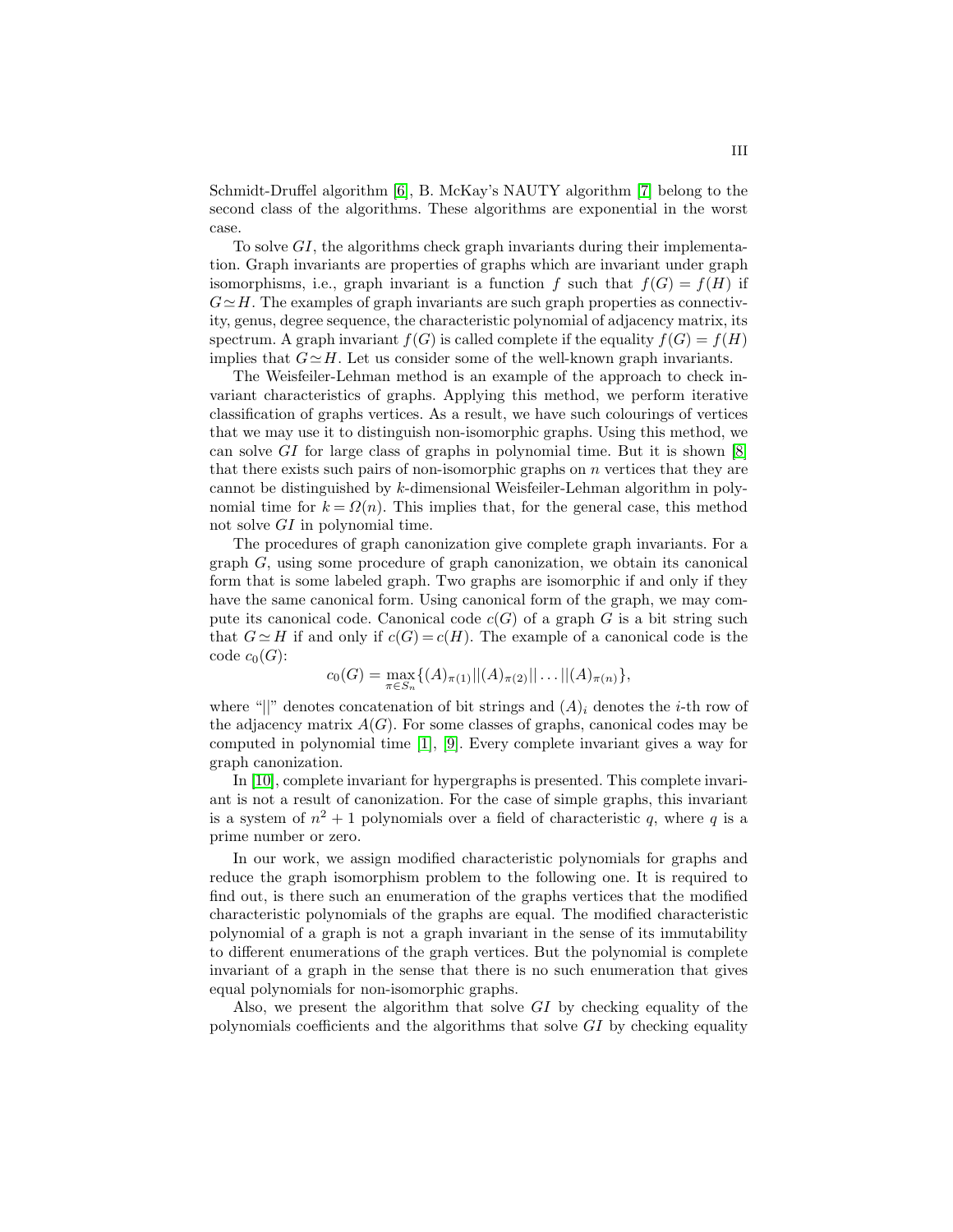Schmidt-Druffel algorithm [6], B. McKay's NAUTY algorithm [7] belong to the second class of the algorithms. These algorithms are exponential in the worst case.

To solve $GI$, the algorithms check graph invariants during their implementation. Graph invariants are properties of graphs which are invariant under graph isomorphisms, i.e., graph invariant is a function $f$ such that $f(G) = f(H)$ if $G \simeq H$. The examples of graph invariants are such graph properties as connectivity, genus, degree sequence, the characteristic polynomial of adjacency matrix, its spectrum. A graph invariant $f(G)$ is called complete if the equality $f(G) = f(H)$ implies that $G \simeq H$. Let us consider some of the well-known graph invariants.

The Weisfeiler-Lehman method is an example of the approach to check invariant characteristics of graphs. Applying this method, we perform iterative classification of graphs vertices. As a result, we have such colourings of vertices that we may use it to distinguish non-isomorphic graphs. Using this method, we can solve $GI$ for large class of graphs in polynomial time. But it is shown [8] that there exists such pairs of non-isomorphic graphs on $n$ vertices that they are cannot be distinguished by $k$-dimensional Weisfeiler-Lehman algorithm in polynomial time for $k = \Omega(n)$. This implies that, for the general case, this method not solve $GI$ in polynomial time.

The procedures of graph canonization give complete graph invariants. For a graph $G$, using some procedure of graph canonization, we obtain its canonical form that is some labeled graph. Two graphs are isomorphic if and only if they have the same canonical form. Using canonical form of the graph, we may compute its canonical code. Canonical code $c(G)$ of a graph $G$ is a bit string such that $G \simeq H$ if and only if $c(G) = c(H)$. The example of a canonical code is the code $c_0(G)$:

$$c_0(G) = \max_{\pi \in S_n} \{(A)_{\pi(1)} || (A)_{\pi(2)} || \dots || (A)_{\pi(n)}\},$$

where "$||$" denotes concatenation of bit strings and $(A)_i$ denotes the $i$-th row of the adjacency matrix $A(G)$. For some classes of graphs, canonical codes may be computed in polynomial time [1], [9]. Every complete invariant gives a way for graph canonization.

In [10], complete invariant for hypergraphs is presented. This complete invariant is not a result of canonization. For the case of simple graphs, this invariant is a system of $n^2 + 1$ polynomials over a field of characteristic $q$, where $q$ is a prime number or zero.

In our work, we assign modified characteristic polynomials for graphs and reduce the graph isomorphism problem to the following one. It is required to find out, is there such an enumeration of the graphs vertices that the modified characteristic polynomials of the graphs are equal. The modified characteristic polynomial of a graph is not a graph invariant in the sense of its immutability to different enumerations of the graph vertices. But the polynomial is complete invariant of a graph in the sense that there is no such enumeration that gives equal polynomials for non-isomorphic graphs.

Also, we present the algorithm that solve $GI$ by checking equality of the polynomials coefficients and the algorithms that solve $GI$ by checking equality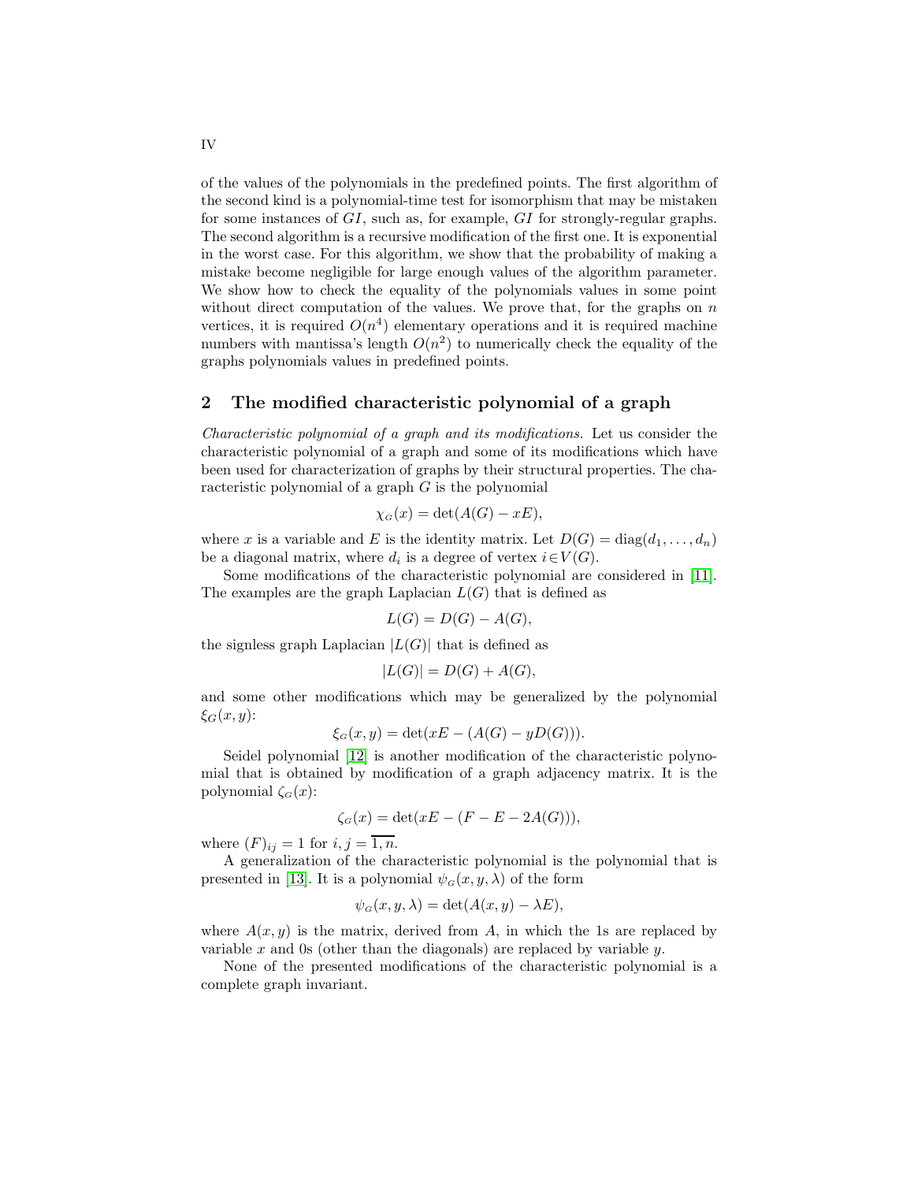of the values of the polynomials in the predefined points. The first algorithm of the second kind is a polynomial-time test for isomorphism that may be mistaken for some instances of $GI$, such as, for example, $GI$ for strongly-regular graphs. The second algorithm is a recursive modification of the first one. It is exponential in the worst case. For this algorithm, we show that the probability of making a mistake become negligible for large enough values of the algorithm parameter. We show how to check the equality of the polynomials values in some point without direct computation of the values. We prove that, for the graphs on $n$ vertices, it is required $O(n^4)$ elementary operations and it is required machine numbers with mantissa's length $O(n^2)$ to numerically check the equality of the graphs polynomials values in predefined points.

## 2 The modified characteristic polynomial of a graph

*Characteristic polynomial of a graph and its modifications.* Let us consider the characteristic polynomial of a graph and some of its modifications which have been used for characterization of graphs by their structural properties. The characteristic polynomial of a graph $G$ is the polynomial

$$\chi_G(x) = \det(A(G) - xE),$$

where $x$ is a variable and $E$ is the identity matrix. Let $D(G) = \mathrm{diag}(d_1, \ldots, d_n)$ be a diagonal matrix, where $d_i$ is a degree of vertex $i \in V(G)$.

Some modifications of the characteristic polynomial are considered in [11]. The examples are the graph Laplacian $L(G)$ that is defined as

$$L(G) = D(G) - A(G),$$

the signless graph Laplacian $|L(G)|$ that is defined as

$$|L(G)| = D(G) + A(G),$$

and some other modifications which may be generalized by the polynomial $\xi_G(x, y)$:

$$\xi_G(x, y) = \det(xE - (A(G) - yD(G))).$$

Seidel polynomial [12] is another modification of the characteristic polynomial that is obtained by modification of a graph adjacency matrix. It is the polynomial $\zeta_G(x)$:

$$\zeta_G(x) = \det(xE - (F - E - 2A(G))),$$

where $(F)_{ij} = 1$ for $i, j = \overline{1, n}$.

A generalization of the characteristic polynomial is the polynomial that is presented in [13]. It is a polynomial $\psi_G(x, y, \lambda)$ of the form

$$\psi_G(x, y, \lambda) = \det(A(x, y) - \lambda E),$$

where $A(x, y)$ is the matrix, derived from $A$, in which the 1s are replaced by variable $x$ and 0s (other than the diagonals) are replaced by variable $y$.

None of the presented modifications of the characteristic polynomial is a complete graph invariant.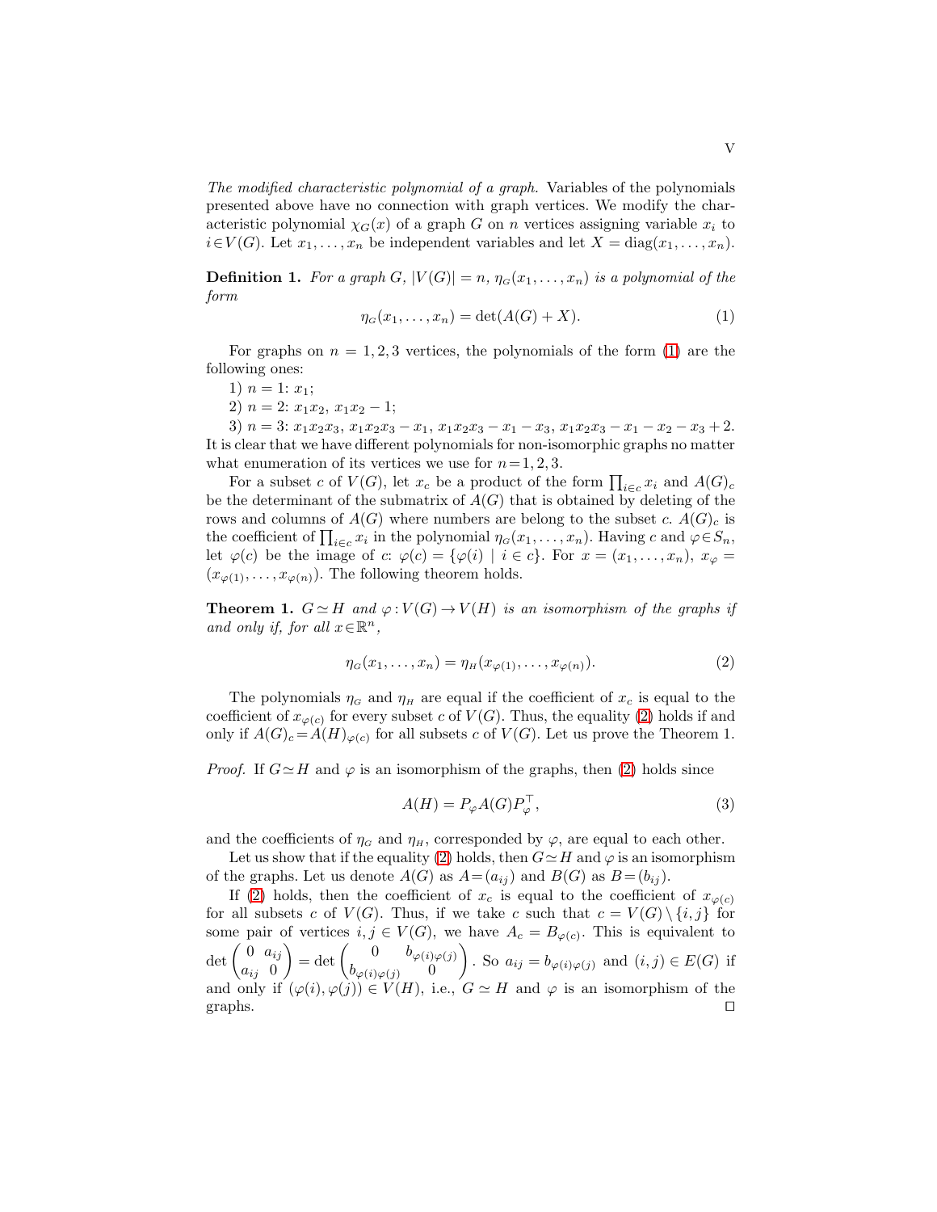*The modified characteristic polynomial of a graph.* Variables of the polynomials presented above have no connection with graph vertices. We modify the characteristic polynomial $\chi_G(x)$ of a graph $G$ on $n$ vertices assigning variable $x_i$ to $i \in V(G)$. Let $x_1, \ldots, x_n$ be independent variables and let $X = \mathrm{diag}(x_1, \ldots, x_n)$.

**Definition 1.** *For a graph $G$, $|V(G)| = n$, $\eta_G(x_1, \ldots, x_n)$ is a polynomial of the form*

$$\eta_G(x_1, \ldots, x_n) = \det(A(G) + X). \tag{1}$$

For graphs on $n = 1, 2, 3$ vertices, the polynomials of the form (1) are the following ones:

1) $n = 1$: $x_1$;

2) $n = 2$: $x_1x_2$, $x_1x_2 - 1$;

3) $n = 3$: $x_1x_2x_3$, $x_1x_2x_3 - x_1$, $x_1x_2x_3 - x_1 - x_3$, $x_1x_2x_3 - x_1 - x_2 - x_3 + 2$.
It is clear that we have different polynomials for non-isomorphic graphs no matter what enumeration of its vertices we use for $n = 1, 2, 3$.

For a subset $c$ of $V(G)$, let $x_c$ be a product of the form $\prod_{i \in c} x_i$ and $A(G)_c$ be the determinant of the submatrix of $A(G)$ that is obtained by deleting of the rows and columns of $A(G)$ where numbers are belong to the subset $c$. $A(G)_c$ is the coefficient of $\prod_{i \in c} x_i$ in the polynomial $\eta_G(x_1, \ldots, x_n)$. Having $c$ and $\varphi \in S_n$, let $\varphi(c)$ be the image of $c$: $\varphi(c) = \{\varphi(i) \mid i \in c\}$. For $x = (x_1, \ldots, x_n)$, $x_\varphi = (x_{\varphi(1)}, \ldots, x_{\varphi(n)})$. The following theorem holds.

**Theorem 1.** *$G \simeq H$ and $\varphi : V(G) \to V(H)$ is an isomorphism of the graphs if and only if, for all $x \in \mathbb{R}^n$,*

$$\eta_G(x_1, \ldots, x_n) = \eta_H(x_{\varphi(1)}, \ldots, x_{\varphi(n)}). \tag{2}$$

The polynomials $\eta_G$ and $\eta_H$ are equal if the coefficient of $x_c$ is equal to the coefficient of $x_{\varphi(c)}$ for every subset $c$ of $V(G)$. Thus, the equality (2) holds if and only if $A(G)_c = A(H)_{\varphi(c)}$ for all subsets $c$ of $V(G)$. Let us prove the Theorem 1.

*Proof.* If $G \simeq H$ and $\varphi$ is an isomorphism of the graphs, then (2) holds since

$$A(H) = P_\varphi A(G) P_\varphi^\top, \tag{3}$$

and the coefficients of $\eta_G$ and $\eta_H$, corresponded by $\varphi$, are equal to each other.

Let us show that if the equality (2) holds, then $G \simeq H$ and $\varphi$ is an isomorphism of the graphs. Let us denote $A(G)$ as $A = (a_{ij})$ and $B(G)$ as $B = (b_{ij})$.

If (2) holds, then the coefficient of $x_c$ is equal to the coefficient of $x_{\varphi(c)}$ for all subsets $c$ of $V(G)$. Thus, if we take $c$ such that $c = V(G) \setminus \{i, j\}$ for some pair of vertices $i, j \in V(G)$, we have $A_c = B_{\varphi(c)}$. This is equivalent to $\det \begin{pmatrix} 0 & a_{ij} \\ a_{ij} & 0 \end{pmatrix} = \det \begin{pmatrix} 0 & b_{\varphi(i)\varphi(j)} \\ b_{\varphi(i)\varphi(j)} & 0 \end{pmatrix}$. So $a_{ij} = b_{\varphi(i)\varphi(j)}$ and $(i, j) \in E(G)$ if and only if $(\varphi(i), \varphi(j)) \in V(H)$, i.e., $G \simeq H$ and $\varphi$ is an isomorphism of the graphs. $\square$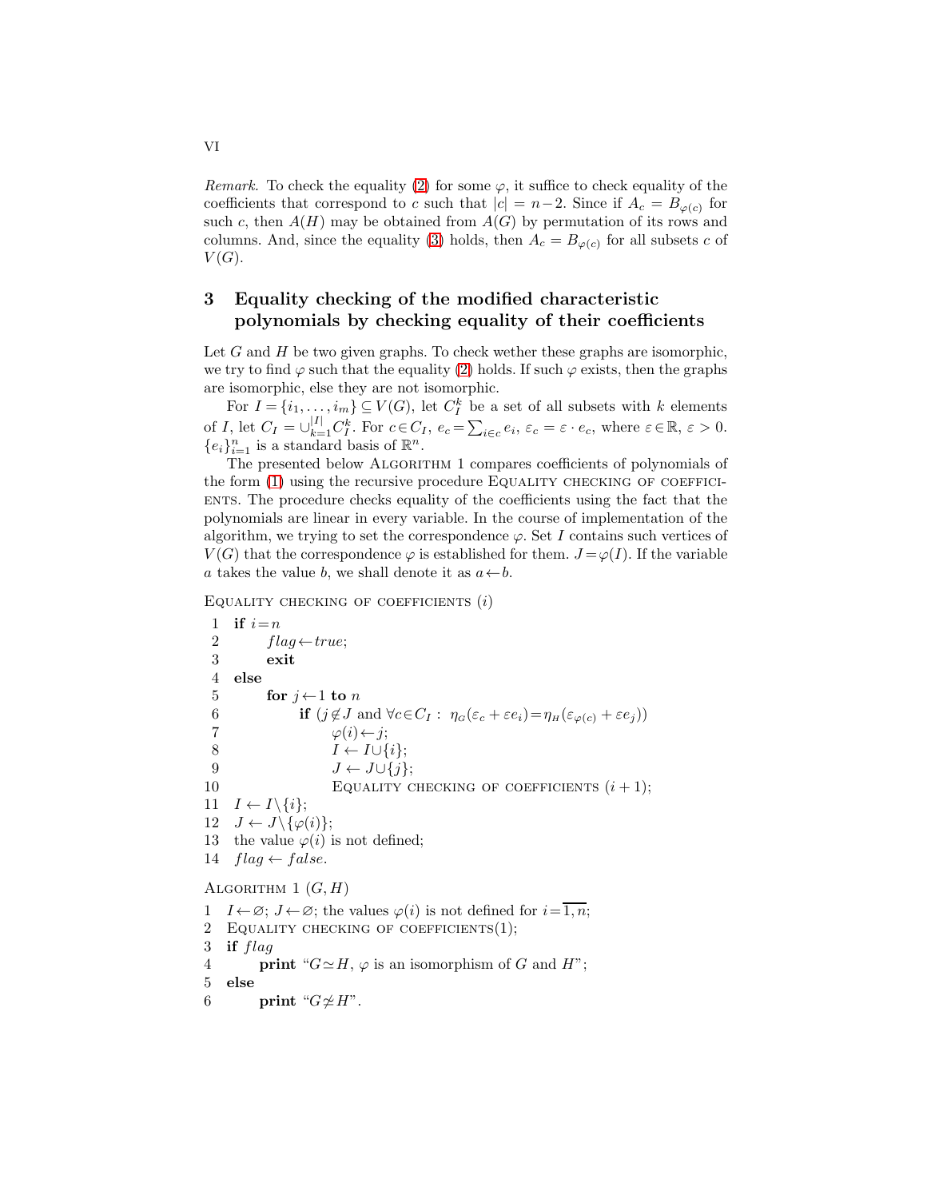*Remark.* To check the equality (2) for some $\varphi$, it suffice to check equality of the coefficients that correspond to $c$ such that $|c| = n-2$. Since if $A_c = B_{\varphi(c)}$ for such $c$, then $A(H)$ may be obtained from $A(G)$ by permutation of its rows and columns. And, since the equality (3) holds, then $A_c = B_{\varphi(c)}$ for all subsets $c$ of $V(G)$.

## 3 Equality checking of the modified characteristic polynomials by checking equality of their coefficients

Let $G$ and $H$ be two given graphs. To check wether these graphs are isomorphic, we try to find $\varphi$ such that the equality (2) holds. If such $\varphi$ exists, then the graphs are isomorphic, else they are not isomorphic.

For $I = \{i_1, \ldots, i_m\} \subseteq V(G)$, let $C_I^k$ be a set of all subsets with $k$ elements of $I$, let $C_I = \cup_{k=1}^{|I|} C_I^k$. For $c \in C_I$, $e_c = \sum_{i \in c} e_i$, $\varepsilon_c = \varepsilon \cdot e_c$, where $\varepsilon \in \mathbb{R}$, $\varepsilon > 0$. $\{e_i\}_{i=1}^n$ is a standard basis of $\mathbb{R}^n$.

The presented below Algorithm 1 compares coefficients of polynomials of the form (1) using the recursive procedure Equality checking of coefficients. The procedure checks equality of the coefficients using the fact that the polynomials are linear in every variable. In the course of implementation of the algorithm, we trying to set the correspondence $\varphi$. Set $I$ contains such vertices of $V(G)$ that the correspondence $\varphi$ is established for them. $J = \varphi(I)$. If the variable $a$ takes the value $b$, we shall denote it as $a \leftarrow b$.

Equality checking of coefficients $(i)$

```
1  if i = n
2      flag ← true;
3      exit
4  else
5      for j ← 1 to n
6          if (j ∉ J and ∀c ∈ C_I : η_G(ε_c + εe_i) = η_H(ε_φ(c) + εe_j))
7              φ(i) ← j;
8              I ← I ∪ {i};
9              J ← J ∪ {j};
10             Equality checking of coefficients (i + 1);
11 I ← I \ {i};
12 J ← J \ {φ(i)};
13 the value φ(i) is not defined;
14 flag ← false.
```

Algorithm 1 $(G, H)$

```
1  I ← ∅; J ← ∅; the values φ(i) is not defined for i = 1,n;
2  Equality checking of coefficients(1);
3  if flag
4      print "G ≃ H, φ is an isomorphism of G and H";
5  else
6      print "G ≄ H".
```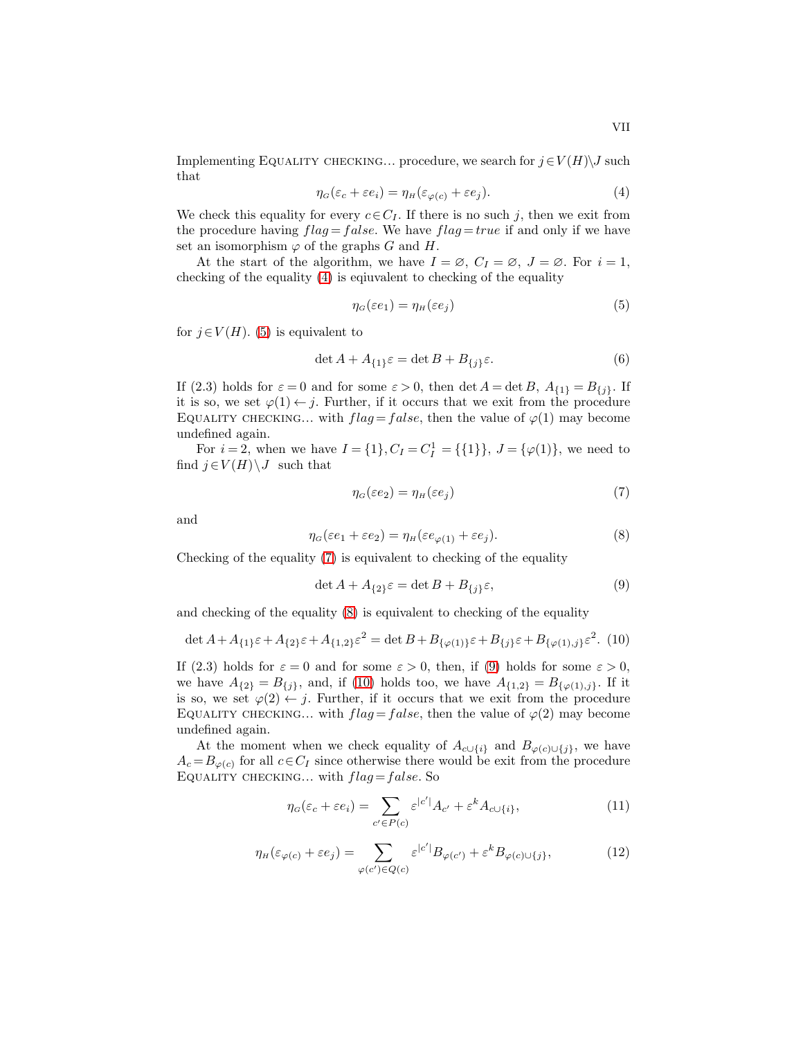Implementing Equality checking... procedure, we search for $j \in V(H) \backslash J$ such that

$$\eta_G(\varepsilon_c + \varepsilon e_i) = \eta_H(\varepsilon_{\varphi(c)} + \varepsilon e_j). \tag{4}$$

We check this equality for every $c \in C_I$. If there is no such $j$, then we exit from the procedure having $flag = false$. We have $flag = true$ if and only if we have set an isomorphism $\varphi$ of the graphs $G$ and $H$.

At the start of the algorithm, we have $I = \varnothing$, $C_I = \varnothing$, $J = \varnothing$. For $i = 1$, checking of the equality (4) is eqiuvalent to checking of the equality

$$\eta_G(\varepsilon e_1) = \eta_H(\varepsilon e_j) \tag{5}$$

for $j \in V(H)$. (5) is equivalent to

$$\det A + A_{\{1\}}\varepsilon = \det B + B_{\{j\}}\varepsilon. \tag{6}$$

If (2.3) holds for $\varepsilon = 0$ and for some $\varepsilon > 0$, then $\det A = \det B$, $A_{\{1\}} = B_{\{j\}}$. If it is so, we set $\varphi(1) \leftarrow j$. Further, if it occurs that we exit from the procedure Equality checking... with $flag = false$, then the value of $\varphi(1)$ may become undefined again.

For $i = 2$, when we have $I = \{1\}, C_I = C_I^1 = \{\{1\}\}$, $J = \{\varphi(1)\}$, we need to find $j \in V(H) \backslash J$ such that

$$\eta_G(\varepsilon e_2) = \eta_H(\varepsilon e_j) \tag{7}$$

and

$$\eta_G(\varepsilon e_1 + \varepsilon e_2) = \eta_H(\varepsilon e_{\varphi(1)} + \varepsilon e_j). \tag{8}$$

Checking of the equality (7) is equivalent to checking of the equality

$$\det A + A_{\{2\}}\varepsilon = \det B + B_{\{j\}}\varepsilon, \tag{9}$$

and checking of the equality (8) is equivalent to checking of the equality

$$\det A + A_{\{1\}}\varepsilon + A_{\{2\}}\varepsilon + A_{\{1,2\}}\varepsilon^2 = \det B + B_{\{\varphi(1)\}}\varepsilon + B_{\{j\}}\varepsilon + B_{\{\varphi(1),j\}}\varepsilon^2. \tag{10}$$

If (2.3) holds for $\varepsilon = 0$ and for some $\varepsilon > 0$, then, if (9) holds for some $\varepsilon > 0$, we have $A_{\{2\}} = B_{\{j\}}$, and, if (10) holds too, we have $A_{\{1,2\}} = B_{\{\varphi(1),j\}}$. If it is so, we set $\varphi(2) \leftarrow j$. Further, if it occurs that we exit from the procedure Equality checking... with $flag = false$, then the value of $\varphi(2)$ may become undefined again.

At the moment when we check equality of $A_{c \cup \{i\}}$ and $B_{\varphi(c) \cup \{j\}}$, we have $A_c = B_{\varphi(c)}$ for all $c \in C_I$ since otherwise there would be exit from the procedure Equality checking... with $flag = false$. So

$$\eta_G(\varepsilon_c + \varepsilon e_i) = \sum_{c' \in P(c)} \varepsilon^{|c'|} A_{c'} + \varepsilon^k A_{c \cup \{i\}}, \tag{11}$$

$$\eta_H(\varepsilon_{\varphi(c)} + \varepsilon e_j) = \sum_{\varphi(c') \in Q(c)} \varepsilon^{|c'|} B_{\varphi(c')} + \varepsilon^k B_{\varphi(c) \cup \{j\}}, \tag{12}$$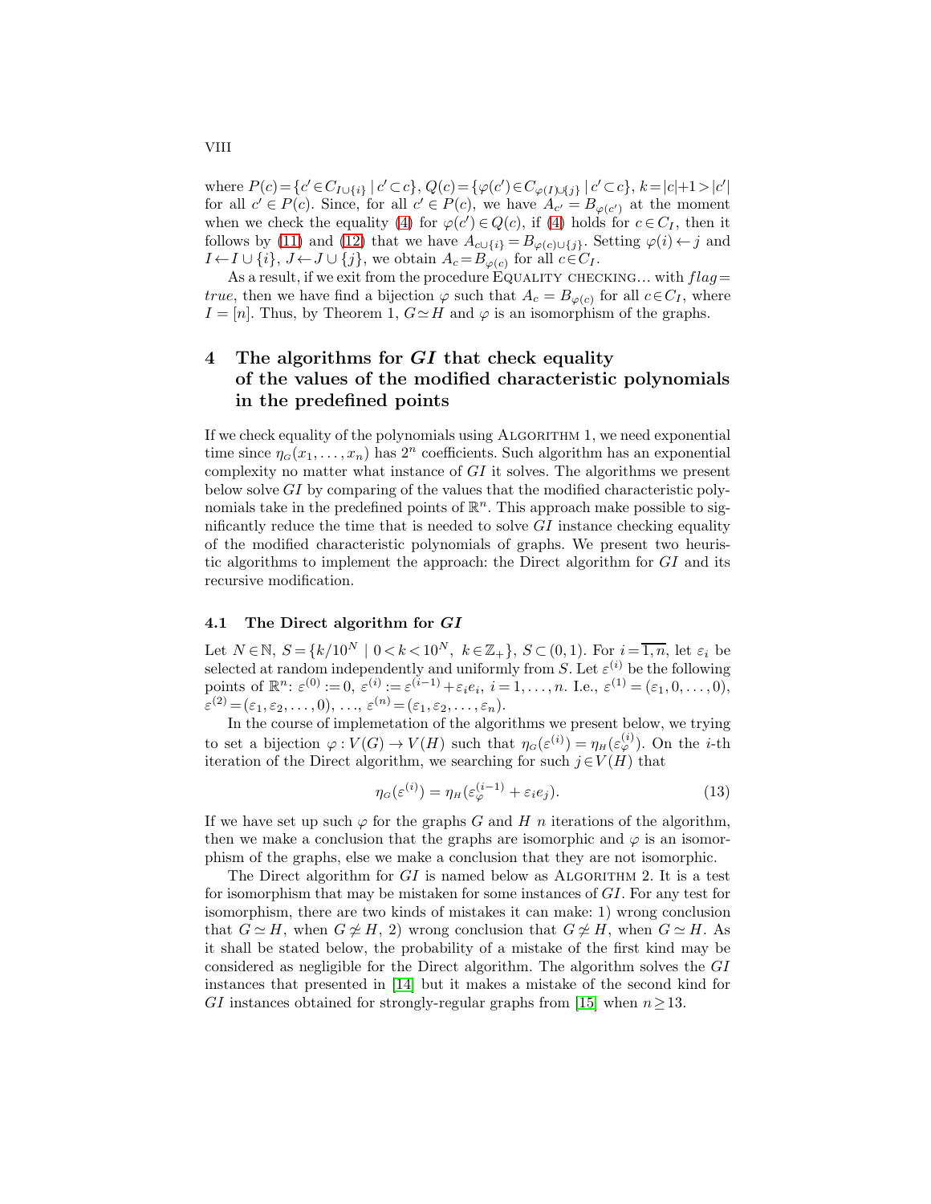where $P(c)=\{c'\in C_{I\cup\{i\}} \mid c'\subset c\}$, $Q(c)=\{\varphi(c')\in C_{\varphi(I)\cup\{j\}} \mid c'\subset c\}$, $k=|c|+1>|c'|$ for all $c'\in P(c)$. Since, for all $c'\in P(c)$, we have $A_{c'}=B_{\varphi(c')}$ at the moment when we check the equality (4) for $\varphi(c')\in Q(c)$, if (4) holds for $c\in C_I$, then it follows by (11) and (12) that we have $A_{c\cup\{i\}}=B_{\varphi(c)\cup\{j\}}$. Setting $\varphi(i)\leftarrow j$ and $I\leftarrow I\cup\{i\}$, $J\leftarrow J\cup\{j\}$, we obtain $A_c=B_{\varphi(c)}$ for all $c\in C_I$.

As a result, if we exit from the procedure Equality checking... with $flag = true$, then we have find a bijection $\varphi$ such that $A_c=B_{\varphi(c)}$ for all $c\in C_I$, where $I=[n]$. Thus, by Theorem 1, $G\simeq H$ and $\varphi$ is an isomorphism of the graphs.

## 4 The algorithms for *GI* that check equality of the values of the modified characteristic polynomials in the predefined points

If we check equality of the polynomials using Algorithm 1, we need exponential time since $\eta_G(x_1,\ldots,x_n)$ has $2^n$ coefficients. Such algorithm has an exponential complexity no matter what instance of $GI$ it solves. The algorithms we present below solve $GI$ by comparing of the values that the modified characteristic polynomials take in the predefined points of $\mathbb{R}^n$. This approach make possible to significantly reduce the time that is needed to solve $GI$ instance checking equality of the modified characteristic polynomials of graphs. We present two heuristic algorithms to implement the approach: the Direct algorithm for $GI$ and its recursive modification.

### 4.1 The Direct algorithm for *GI*

Let $N\in\mathbb{N}$, $S=\{k/10^N \mid 0<k<10^N,\ k\in\mathbb{Z}_+\}$, $S\subset(0,1)$. For $i=\overline{1,n}$, let $\varepsilon_i$ be selected at random independently and uniformly from $S$. Let $\varepsilon^{(i)}$ be the following points of $\mathbb{R}^n$: $\varepsilon^{(0)}:=0$, $\varepsilon^{(i)}:=\varepsilon^{(i-1)}+\varepsilon_i e_i$, $i=1,\ldots,n$. I.e., $\varepsilon^{(1)}=(\varepsilon_1,0,\ldots,0)$, $\varepsilon^{(2)}=(\varepsilon_1,\varepsilon_2,\ldots,0)$, ..., $\varepsilon^{(n)}=(\varepsilon_1,\varepsilon_2,\ldots,\varepsilon_n)$.

In the course of implemetation of the algorithms we present below, we trying to set a bijection $\varphi: V(G)\to V(H)$ such that $\eta_G(\varepsilon^{(i)})=\eta_H(\varepsilon^{(i)}_\varphi)$. On the $i$-th iteration of the Direct algorithm, we searching for such $j\in V(H)$ that

$$\eta_G(\varepsilon^{(i)})=\eta_H(\varepsilon^{(i-1)}_\varphi+\varepsilon_i e_j). \tag{13}$$

If we have set up such $\varphi$ for the graphs $G$ and $H$ $n$ iterations of the algorithm, then we make a conclusion that the graphs are isomorphic and $\varphi$ is an isomorphism of the graphs, else we make a conclusion that they are not isomorphic.

The Direct algorithm for $GI$ is named below as Algorithm 2. It is a test for isomorphism that may be mistaken for some instances of $GI$. For any test for isomorphism, there are two kinds of mistakes it can make: 1) wrong conclusion that $G\simeq H$, when $G\not\simeq H$, 2) wrong conclusion that $G\not\simeq H$, when $G\simeq H$. As it shall be stated below, the probability of a mistake of the first kind may be considered as negligible for the Direct algorithm. The algorithm solves the $GI$ instances that presented in [14] but it makes a mistake of the second kind for $GI$ instances obtained for strongly-regular graphs from [15] when $n\geq 13$.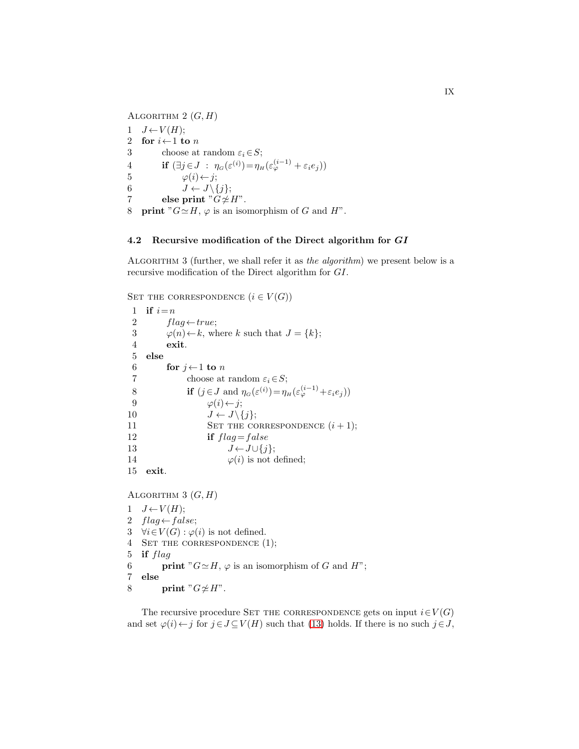Algorithm 2 $(G, H)$

```
1  J ← V(H);
2  for i ← 1 to n
3        choose at random ε_i ∈ S;
4        if (∃j ∈ J : η_G(ε^(i)) = η_H(ε_φ^(i-1) + ε_i e_j))
5              φ(i) ← j;
6              J ← J \ {j};
7        else print "G ≄ H".
8  print "G ≃ H, φ is an isomorphism of G and H".
```

### 4.2 Recursive modification of the Direct algorithm for *GI*

Algorithm 3 (further, we shall refer it as *the algorithm*) we present below is a recursive modification of the Direct algorithm for *GI*.

Set the correspondence $(i \in V(G))$

```
 1  if i = n
 2        flag ← true;
 3        φ(n) ← k, where k such that J = {k};
 4        exit.
 5  else
 6        for j ← 1 to n
 7              choose at random ε_i ∈ S;
 8              if (j ∈ J and η_G(ε^(i)) = η_H(ε_φ^(i-1) + ε_i e_j))
 9                    φ(i) ← j;
10                    J ← J \ {j};
11                    Set the correspondence (i+1);
12                    if flag = false
13                          J ← J ∪ {j};
14                          φ(i) is not defined;
15  exit.
```

Algorithm 3 $(G, H)$

```
1  J ← V(H);
2  flag ← false;
3  ∀i ∈ V(G) : φ(i) is not defined.
4  Set the correspondence (1);
5  if flag
6        print "G ≃ H, φ is an isomorphism of G and H";
7  else
8        print "G ≄ H".
```

The recursive procedure Set the correspondence gets on input $i \in V(G)$ and set $\varphi(i) \leftarrow j$ for $j \in J \subseteq V(H)$ such that (13) holds. If there is no such $j \in J$,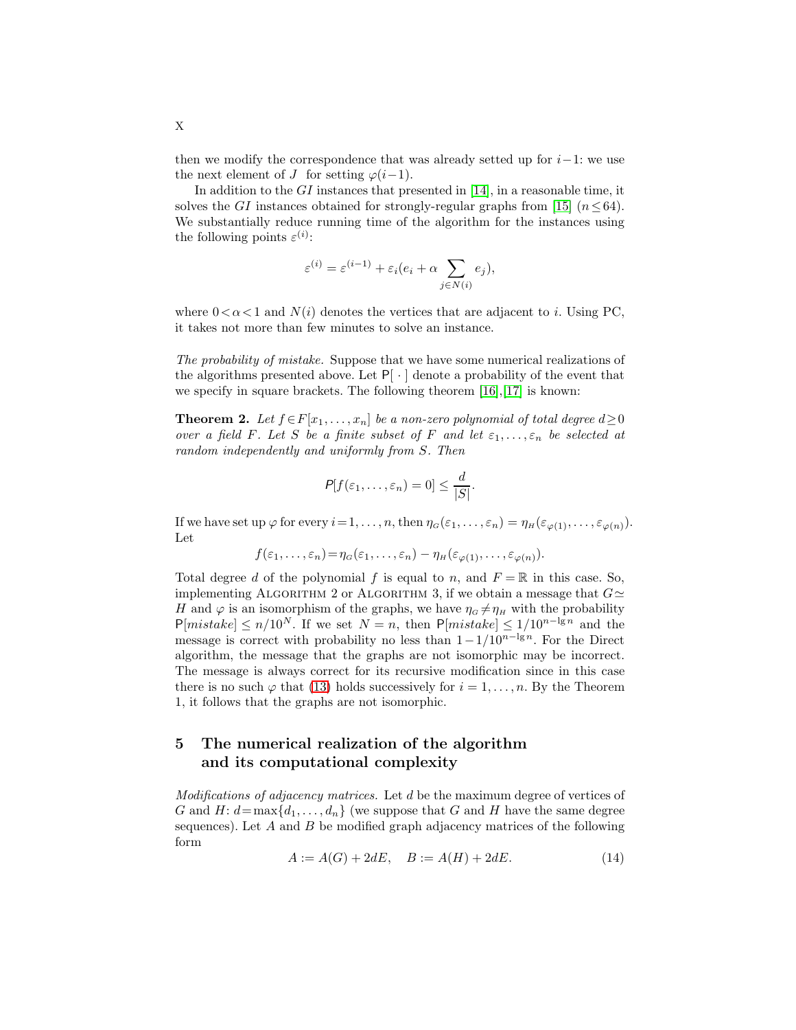then we modify the correspondence that was already setted up for $i-1$: we use the next element of $J$ for setting $\varphi(i-1)$.

In addition to the $GI$ instances that presented in [14], in a reasonable time, it solves the $GI$ instances obtained for strongly-regular graphs from [15] ($n \leq 64$). We substantially reduce running time of the algorithm for the instances using the following points $\varepsilon^{(i)}$:

$$\varepsilon^{(i)} = \varepsilon^{(i-1)} + \varepsilon_i (e_i + \alpha \sum_{j \in N(i)} e_j),$$

where $0 < \alpha < 1$ and $N(i)$ denotes the vertices that are adjacent to $i$. Using PC, it takes not more than few minutes to solve an instance.

*The probability of mistake.* Suppose that we have some numerical realizations of the algorithms presented above. Let $\mathsf{P}[\,\cdot\,]$ denote a probability of the event that we specify in square brackets. The following theorem [16],[17] is known:

**Theorem 2.** *Let $f \in F[x_1, \ldots, x_n]$ be a non-zero polynomial of total degree $d \geq 0$ over a field $F$. Let $S$ be a finite subset of $F$ and let $\varepsilon_1, \ldots, \varepsilon_n$ be selected at random independently and uniformly from $S$. Then*

$$\mathsf{P}[f(\varepsilon_1, \ldots, \varepsilon_n) = 0] \leq \frac{d}{|S|}.$$

If we have set up $\varphi$ for every $i = 1, \ldots, n$, then $\eta_G(\varepsilon_1, \ldots, \varepsilon_n) = \eta_H(\varepsilon_{\varphi(1)}, \ldots, \varepsilon_{\varphi(n)})$. Let

$$f(\varepsilon_1, \ldots, \varepsilon_n) = \eta_G(\varepsilon_1, \ldots, \varepsilon_n) - \eta_H(\varepsilon_{\varphi(1)}, \ldots, \varepsilon_{\varphi(n)}).$$

Total degree $d$ of the polynomial $f$ is equal to $n$, and $F = \mathbb{R}$ in this case. So, implementing Algorithm 2 or Algorithm 3, if we obtain a message that $G \simeq H$ and $\varphi$ is an isomorphism of the graphs, we have $\eta_G \neq \eta_H$ with the probability $\mathsf{P}[mistake] \leq n/10^N$. If we set $N = n$, then $\mathsf{P}[mistake] \leq 1/10^{n-\lg n}$ and the message is correct with probability no less than $1 - 1/10^{n-\lg n}$. For the Direct algorithm, the message that the graphs are not isomorphic may be incorrect. The message is always correct for its recursive modification since in this case there is no such $\varphi$ that (13) holds successively for $i = 1, \ldots, n$. By the Theorem 1, it follows that the graphs are not isomorphic.

## 5 The numerical realization of the algorithm and its computational complexity

*Modifications of adjacency matrices.* Let $d$ be the maximum degree of vertices of $G$ and $H$: $d = \max\{d_1, \ldots, d_n\}$ (we suppose that $G$ and $H$ have the same degree sequences). Let $A$ and $B$ be modified graph adjacency matrices of the following form

$$A := A(G) + 2dE, \quad B := A(H) + 2dE. \tag{14}$$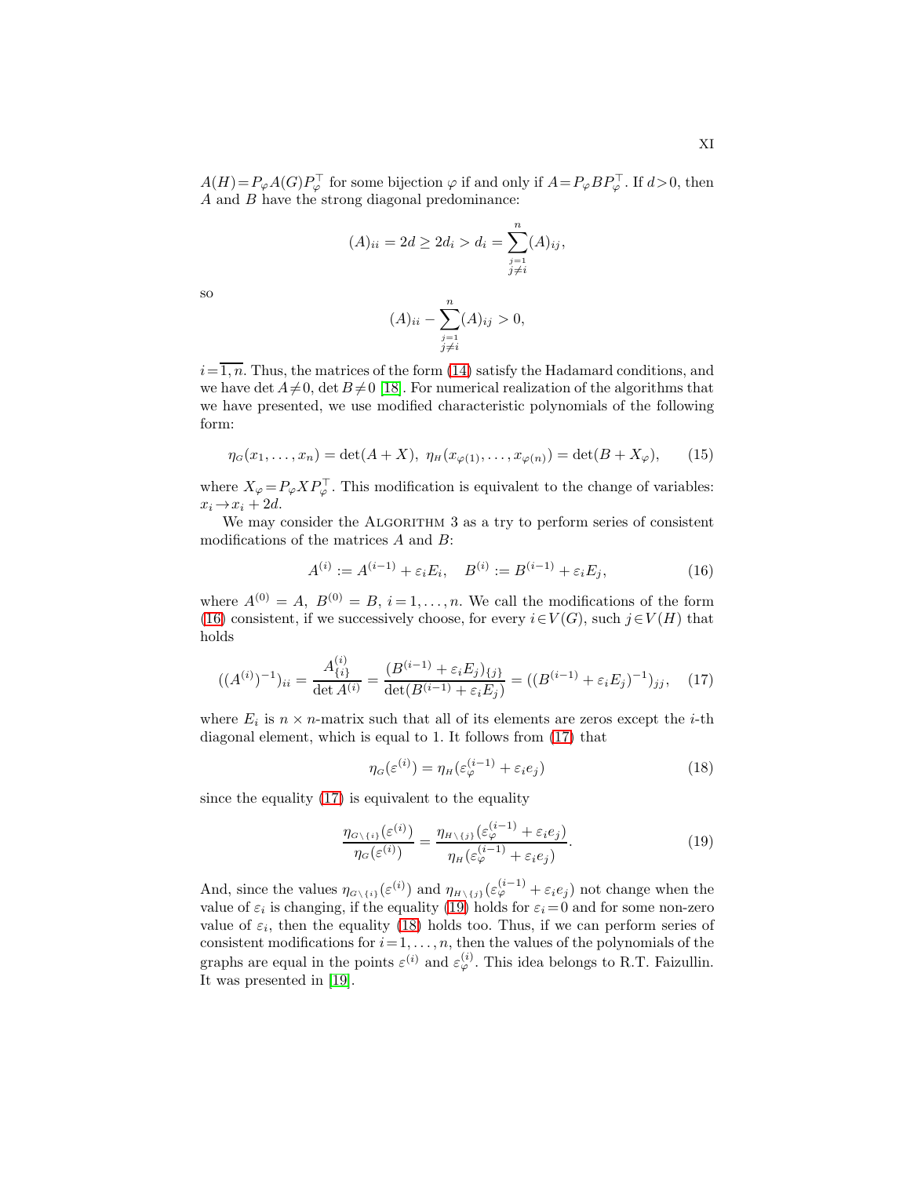$A(H) = P_\varphi A(G) P_\varphi^\top$ for some bijection $\varphi$ if and only if $A = P_\varphi B P_\varphi^\top$. If $d > 0$, then $A$ and $B$ have the strong diagonal predominance:

$$(A)_{ii} = 2d \geq 2d_i > d_i = \sum_{\substack{j=1 \\ j \neq i}}^{n} (A)_{ij},$$

so

$$(A)_{ii} - \sum_{\substack{j=1 \\ j \neq i}}^{n} (A)_{ij} > 0,$$

$i = \overline{1, n}$. Thus, the matrices of the form (14) satisfy the Hadamard conditions, and we have $\det A \neq 0$, $\det B \neq 0$ [18]. For numerical realization of the algorithms that we have presented, we use modified characteristic polynomials of the following form:

$$\eta_G(x_1, \ldots, x_n) = \det(A + X), \;\; \eta_H(x_{\varphi(1)}, \ldots, x_{\varphi(n)}) = \det(B + X_\varphi), \qquad (15)$$

where $X_\varphi = P_\varphi X P_\varphi^\top$. This modification is equivalent to the change of variables: $x_i \to x_i + 2d$.

We may consider the Algorithm 3 as a try to perform series of consistent modifications of the matrices $A$ and $B$:

$$A^{(i)} := A^{(i-1)} + \varepsilon_i E_i, \quad B^{(i)} := B^{(i-1)} + \varepsilon_i E_j, \qquad (16)$$

where $A^{(0)} = A$, $B^{(0)} = B$, $i = 1, \ldots, n$. We call the modifications of the form (16) consistent, if we successively choose, for every $i \in V(G)$, such $j \in V(H)$ that holds

$$((A^{(i)})^{-1})_{ii} = \frac{A^{(i)}_{\{i\}}}{\det A^{(i)}} = \frac{(B^{(i-1)} + \varepsilon_i E_j)_{\{j\}}}{\det(B^{(i-1)} + \varepsilon_i E_j)} = ((B^{(i-1)} + \varepsilon_i E_j)^{-1})_{jj}, \quad (17)$$

where $E_i$ is $n \times n$-matrix such that all of its elements are zeros except the $i$-th diagonal element, which is equal to 1. It follows from (17) that

$$\eta_G(\varepsilon^{(i)}) = \eta_H(\varepsilon_\varphi^{(i-1)} + \varepsilon_i e_j) \qquad (18)$$

since the equality (17) is equivalent to the equality

$$\frac{\eta_{G \setminus \{i\}}(\varepsilon^{(i)})}{\eta_G(\varepsilon^{(i)})} = \frac{\eta_{H \setminus \{j\}}(\varepsilon_\varphi^{(i-1)} + \varepsilon_i e_j)}{\eta_H(\varepsilon_\varphi^{(i-1)} + \varepsilon_i e_j)}. \qquad (19)$$

And, since the values $\eta_{G \setminus \{i\}}(\varepsilon^{(i)})$ and $\eta_{H \setminus \{j\}}(\varepsilon_\varphi^{(i-1)} + \varepsilon_i e_j)$ not change when the value of $\varepsilon_i$ is changing, if the equality (19) holds for $\varepsilon_i = 0$ and for some non-zero value of $\varepsilon_i$, then the equality (18) holds too. Thus, if we can perform series of consistent modifications for $i = 1, \ldots, n$, then the values of the polynomials of the graphs are equal in the points $\varepsilon^{(i)}$ and $\varepsilon_\varphi^{(i)}$. This idea belongs to R.T. Faizullin. It was presented in [19].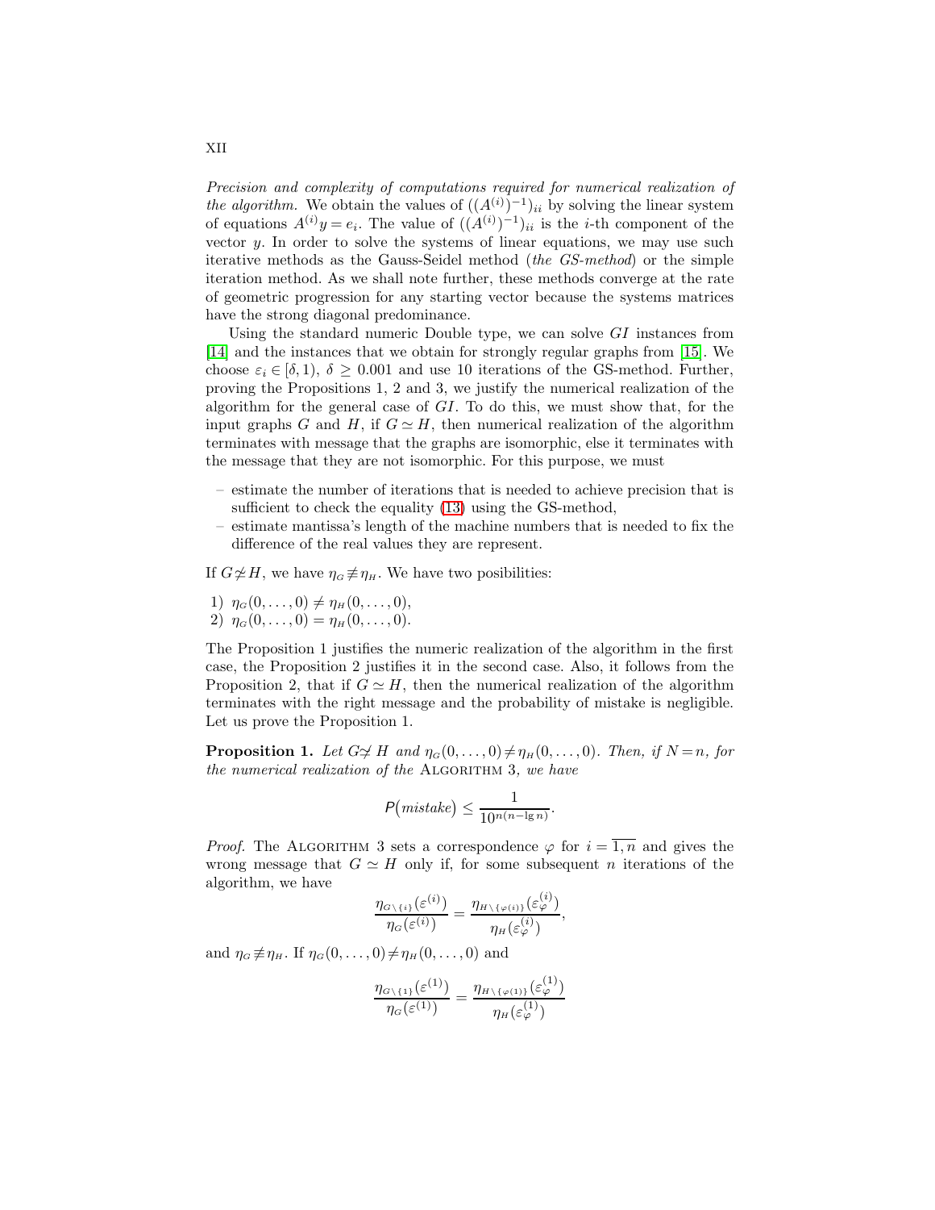*Precision and complexity of computations required for numerical realization of the algorithm.* We obtain the values of $((A^{(i)})^{-1})_{ii}$ by solving the linear system of equations $A^{(i)}y = e_i$. The value of $((A^{(i)})^{-1})_{ii}$ is the $i$-th component of the vector $y$. In order to solve the systems of linear equations, we may use such iterative methods as the Gauss-Seidel method (*the GS-method*) or the simple iteration method. As we shall note further, these methods converge at the rate of geometric progression for any starting vector because the systems matrices have the strong diagonal predominance.

Using the standard numeric Double type, we can solve $GI$ instances from [14] and the instances that we obtain for strongly regular graphs from [15]. We choose $\varepsilon_i \in [\delta, 1)$, $\delta \geq 0.001$ and use 10 iterations of the GS-method. Further, proving the Propositions 1, 2 and 3, we justify the numerical realization of the algorithm for the general case of $GI$. To do this, we must show that, for the input graphs $G$ and $H$, if $G \simeq H$, then numerical realization of the algorithm terminates with message that the graphs are isomorphic, else it terminates with the message that they are not isomorphic. For this purpose, we must

- estimate the number of iterations that is needed to achieve precision that is sufficient to check the equality (13) using the GS-method,
- estimate mantissa's length of the machine numbers that is needed to fix the difference of the real values they are represent.

If $G \not\simeq H$, we have $\eta_G \not\equiv \eta_H$. We have two posibilities:

1) $\eta_G(0, \ldots, 0) \neq \eta_H(0, \ldots, 0)$,
2) $\eta_G(0, \ldots, 0) = \eta_H(0, \ldots, 0)$.

The Proposition 1 justifies the numeric realization of the algorithm in the first case, the Proposition 2 justifies it in the second case. Also, it follows from the Proposition 2, that if $G \simeq H$, then the numerical realization of the algorithm terminates with the right message and the probability of mistake is negligible. Let us prove the Proposition 1.

**Proposition 1.** *Let $G \not\simeq H$ and $\eta_G(0, \ldots, 0) \neq \eta_H(0, \ldots, 0)$. Then, if $N = n$, for the numerical realization of the* Algorithm 3*, we have*

$$P(\textit{mistake}) \leq \frac{1}{10^{n(n-\lg n)}}.$$

*Proof.* The Algorithm 3 sets a correspondence $\varphi$ for $i = \overline{1, n}$ and gives the wrong message that $G \simeq H$ only if, for some subsequent $n$ iterations of the algorithm, we have

$$\frac{\eta_{G \setminus \{i\}}(\varepsilon^{(i)})}{\eta_G(\varepsilon^{(i)})} = \frac{\eta_{H \setminus \{\varphi(i)\}}(\varepsilon_\varphi^{(i)})}{\eta_H(\varepsilon_\varphi^{(i)})},$$

and $\eta_G \not\equiv \eta_H$. If $\eta_G(0, \ldots, 0) \neq \eta_H(0, \ldots, 0)$ and

$$\frac{\eta_{G \setminus \{1\}}(\varepsilon^{(1)})}{\eta_G(\varepsilon^{(1)})} = \frac{\eta_{H \setminus \{\varphi(1)\}}(\varepsilon_\varphi^{(1)})}{\eta_H(\varepsilon_\varphi^{(1)})}$$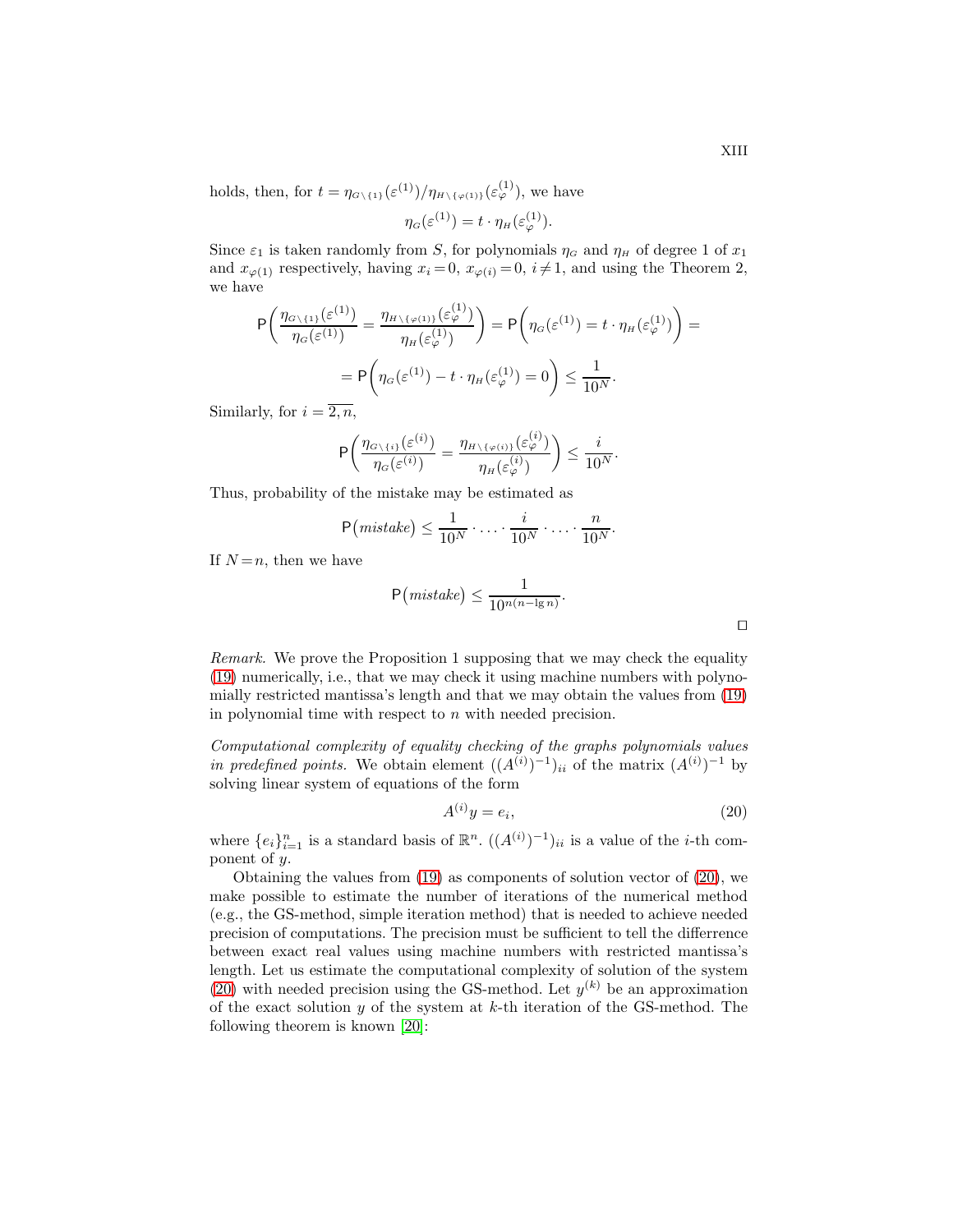holds, then, for $t = \eta_{G\setminus\{1\}}(\varepsilon^{(1)})/\eta_{H\setminus\{\varphi(1)\}}(\varepsilon_{\varphi}^{(1)})$, we have

$$\eta_G(\varepsilon^{(1)}) = t \cdot \eta_H(\varepsilon_{\varphi}^{(1)}).$$

Since $\varepsilon_1$ is taken randomly from $S$, for polynomials $\eta_G$ and $\eta_H$ of degree 1 of $x_1$ and $x_{\varphi(1)}$ respectively, having $x_i = 0$, $x_{\varphi(i)} = 0$, $i \neq 1$, and using the Theorem 2, we have

$$\mathsf{P}\left(\frac{\eta_{G\setminus\{1\}}(\varepsilon^{(1)})}{\eta_G(\varepsilon^{(1)})} = \frac{\eta_{H\setminus\{\varphi(1)\}}(\varepsilon_{\varphi}^{(1)})}{\eta_H(\varepsilon_{\varphi}^{(1)})}\right) = \mathsf{P}\left(\eta_G(\varepsilon^{(1)}) = t \cdot \eta_H(\varepsilon_{\varphi}^{(1)})\right) =$$

$$= \mathsf{P}\left(\eta_G(\varepsilon^{(1)}) - t \cdot \eta_H(\varepsilon_{\varphi}^{(1)}) = 0\right) \leq \frac{1}{10^N}.$$

Similarly, for $i = \overline{2, n}$,

$$\mathsf{P}\left(\frac{\eta_{G\setminus\{i\}}(\varepsilon^{(i)})}{\eta_G(\varepsilon^{(i)})} = \frac{\eta_{H\setminus\{\varphi(i)\}}(\varepsilon_{\varphi}^{(i)})}{\eta_H(\varepsilon_{\varphi}^{(i)})}\right) \leq \frac{i}{10^N}.$$

Thus, probability of the mistake may be estimated as

$$\mathsf{P}(mistake) \leq \frac{1}{10^N} \cdot \ldots \cdot \frac{i}{10^N} \cdot \ldots \cdot \frac{n}{10^N}.$$

If $N = n$, then we have

$$\mathsf{P}(mistake) \leq \frac{1}{10^{n(n-\lg n)}}.$$

□

*Remark.* We prove the Proposition 1 supposing that we may check the equality (19) numerically, i.e., that we may check it using machine numbers with polynomially restricted mantissa's length and that we may obtain the values from (19) in polynomial time with respect to $n$ with needed precision.

*Computational complexity of equality checking of the graphs polynomials values in predefined points.* We obtain element $((A^{(i)})^{-1})_{ii}$ of the matrix $(A^{(i)})^{-1}$ by solving linear system of equations of the form

$$A^{(i)}y = e_i, \tag{20}$$

where $\{e_i\}_{i=1}^n$ is a standard basis of $\mathbb{R}^n$. $((A^{(i)})^{-1})_{ii}$ is a value of the $i$-th component of $y$.

Obtaining the values from (19) as components of solution vector of (20), we make possible to estimate the number of iterations of the numerical method (e.g., the GS-method, simple iteration method) that is needed to achieve needed precision of computations. The precision must be sufficient to tell the differrence between exact real values using machine numbers with restricted mantissa's length. Let us estimate the computational complexity of solution of the system (20) with needed precision using the GS-method. Let $y^{(k)}$ be an approximation of the exact solution $y$ of the system at $k$-th iteration of the GS-method. The following theorem is known [20]: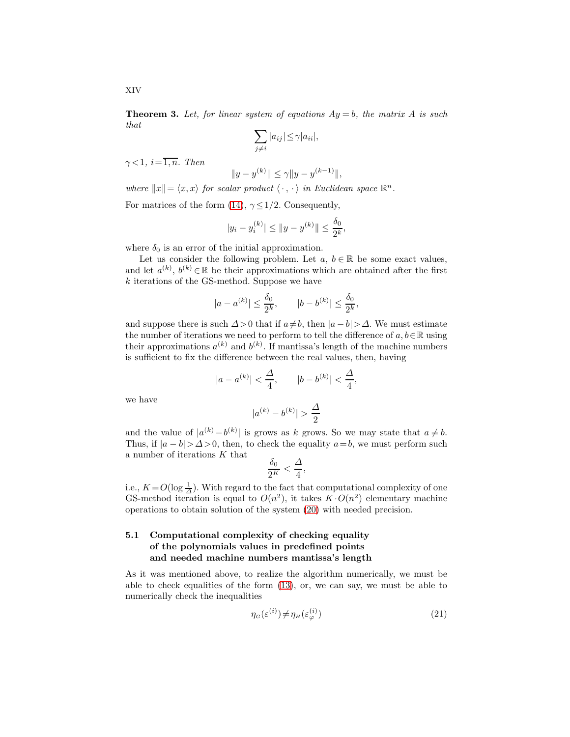**Theorem 3.** *Let, for linear system of equations $Ay = b$, the matrix $A$ is such that*

$$\sum_{j \neq i} |a_{ij}| \leq \gamma |a_{ii}|,$$

*$\gamma < 1$, $i = \overline{1, n}$. Then*

$$\|y - y^{(k)}\| \leq \gamma \|y - y^{(k-1)}\|,$$

*where $\|x\| = \langle x, x \rangle$ for scalar product $\langle \cdot, \cdot \rangle$ in Euclidean space $\mathbb{R}^n$.*

For matrices of the form (14), $\gamma \leq 1/2$. Consequently,

$$|y_i - y_i^{(k)}| \leq \|y - y^{(k)}\| \leq \frac{\delta_0}{2^k},$$

where $\delta_0$ is an error of the initial approximation.

Let us consider the following problem. Let $a$, $b \in \mathbb{R}$ be some exact values, and let $a^{(k)}$, $b^{(k)} \in \mathbb{R}$ be their approximations which are obtained after the first $k$ iterations of the GS-method. Suppose we have

$$|a - a^{(k)}| \leq \frac{\delta_0}{2^k}, \qquad |b - b^{(k)}| \leq \frac{\delta_0}{2^k},$$

and suppose there is such $\Delta > 0$ that if $a \neq b$, then $|a - b| > \Delta$. We must estimate the number of iterations we need to perform to tell the difference of $a, b \in \mathbb{R}$ using their approximations $a^{(k)}$ and $b^{(k)}$. If mantissa's length of the machine numbers is sufficient to fix the difference between the real values, then, having

$$|a - a^{(k)}| < \frac{\Delta}{4}, \qquad |b - b^{(k)}| < \frac{\Delta}{4},$$

we have

$$|a^{(k)} - b^{(k)}| > \frac{\Delta}{2}$$

and the value of $|a^{(k)} - b^{(k)}|$ is grows as $k$ grows. So we may state that $a \neq b$. Thus, if $|a - b| > \Delta > 0$, then, to check the equality $a = b$, we must perform such a number of iterations $K$ that

$$\frac{\delta_0}{2^K} < \frac{\Delta}{4},$$

i.e., $K = O(\log \frac{1}{\Delta})$. With regard to the fact that computational complexity of one GS-method iteration is equal to $O(n^2)$, it takes $K \cdot O(n^2)$ elementary machine operations to obtain solution of the system (20) with needed precision.

### 5.1 Computational complexity of checking equality of the polynomials values in predefined points and needed machine numbers mantissa's length

As it was mentioned above, to realize the algorithm numerically, we must be able to check equalities of the form (13), or, we can say, we must be able to numerically check the inequalities

$$\eta_G(\varepsilon^{(i)}) \neq \eta_H(\varepsilon_\varphi^{(i)}) \tag{21}$$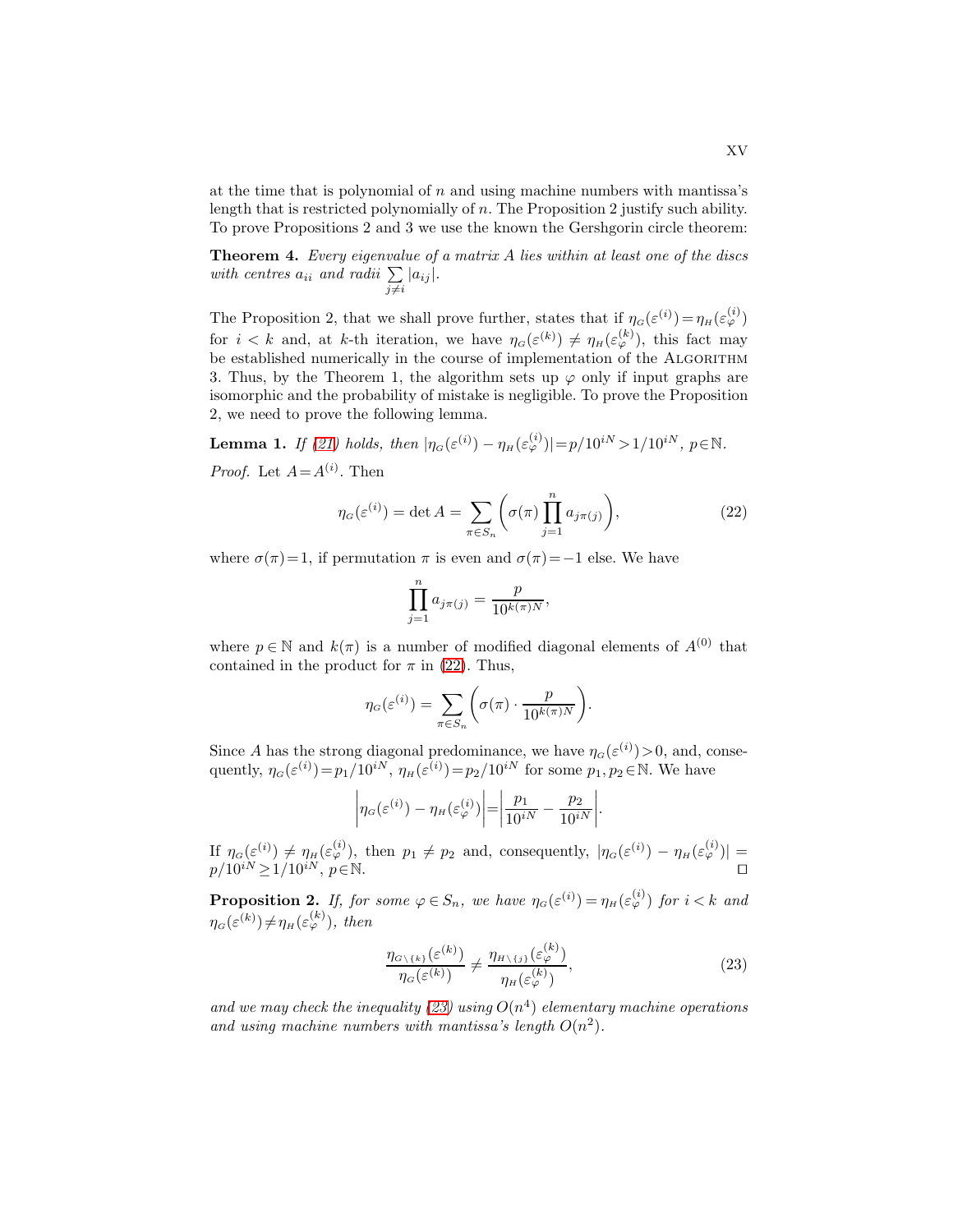at the time that is polynomial of $n$ and using machine numbers with mantissa's length that is restricted polynomially of $n$. The Proposition 2 justify such ability. To prove Propositions 2 and 3 we use the known the Gershgorin circle theorem:

**Theorem 4.** *Every eigenvalue of a matrix $A$ lies within at least one of the discs with centres $a_{ii}$ and radii $\sum_{j\neq i} |a_{ij}|$.*

The Proposition 2, that we shall prove further, states that if $\eta_G(\varepsilon^{(i)}) = \eta_H(\varepsilon_\varphi^{(i)})$ for $i < k$ and, at $k$-th iteration, we have $\eta_G(\varepsilon^{(k)}) \neq \eta_H(\varepsilon_\varphi^{(k)})$, this fact may be established numerically in the course of implementation of the Algorithm 3. Thus, by the Theorem 1, the algorithm sets up $\varphi$ only if input graphs are isomorphic and the probability of mistake is negligible. To prove the Proposition 2, we need to prove the following lemma.

**Lemma 1.** *If (21) holds, then $|\eta_G(\varepsilon^{(i)}) - \eta_H(\varepsilon_\varphi^{(i)})| = p/10^{iN} > 1/10^{iN}$, $p \in \mathbb{N}$.*

*Proof.* Let $A = A^{(i)}$. Then

$$\eta_G(\varepsilon^{(i)}) = \det A = \sum_{\pi \in S_n} \left( \sigma(\pi) \prod_{j=1}^{n} a_{j\pi(j)} \right), \tag{22}$$

where $\sigma(\pi) = 1$, if permutation $\pi$ is even and $\sigma(\pi) = -1$ else. We have

$$\prod_{j=1}^{n} a_{j\pi(j)} = \frac{p}{10^{k(\pi)N}},$$

where $p \in \mathbb{N}$ and $k(\pi)$ is a number of modified diagonal elements of $A^{(0)}$ that contained in the product for $\pi$ in (22). Thus,

$$\eta_G(\varepsilon^{(i)}) = \sum_{\pi \in S_n} \left( \sigma(\pi) \cdot \frac{p}{10^{k(\pi)N}} \right).$$

Since $A$ has the strong diagonal predominance, we have $\eta_G(\varepsilon^{(i)}) > 0$, and, consequently, $\eta_G(\varepsilon^{(i)}) = p_1/10^{iN}$, $\eta_H(\varepsilon^{(i)}) = p_2/10^{iN}$ for some $p_1, p_2 \in \mathbb{N}$. We have

$$\left| \eta_G(\varepsilon^{(i)}) - \eta_H(\varepsilon_\varphi^{(i)}) \right| = \left| \frac{p_1}{10^{iN}} - \frac{p_2}{10^{iN}} \right|.$$

If $\eta_G(\varepsilon^{(i)}) \neq \eta_H(\varepsilon_\varphi^{(i)})$, then $p_1 \neq p_2$ and, consequently, $|\eta_G(\varepsilon^{(i)}) - \eta_H(\varepsilon_\varphi^{(i)})| = p/10^{iN} \geq 1/10^{iN}$, $p \in \mathbb{N}$. ◻

**Proposition 2.** *If, for some $\varphi \in S_n$, we have $\eta_G(\varepsilon^{(i)}) = \eta_H(\varepsilon_\varphi^{(i)})$ for $i < k$ and $\eta_G(\varepsilon^{(k)}) \neq \eta_H(\varepsilon_\varphi^{(k)})$, then*

$$\frac{\eta_{G\setminus\{k\}}(\varepsilon^{(k)})}{\eta_G(\varepsilon^{(k)})} \neq \frac{\eta_{H\setminus\{j\}}(\varepsilon_\varphi^{(k)})}{\eta_H(\varepsilon_\varphi^{(k)})}, \tag{23}$$

*and we may check the inequality (23) using $O(n^4)$ elementary machine operations and using machine numbers with mantissa's length $O(n^2)$.*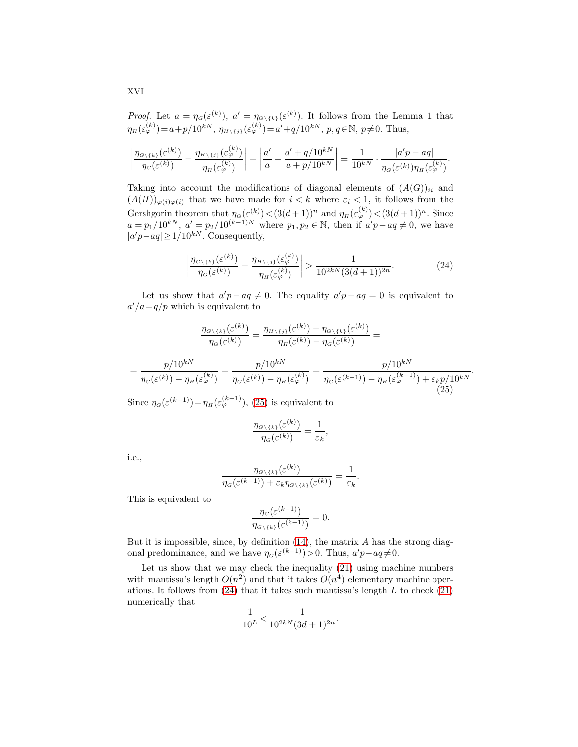*Proof.* Let $a = \eta_{G}(\varepsilon^{(k)})$, $a' = \eta_{G\setminus\{k\}}(\varepsilon^{(k)})$. It follows from the Lemma 1 that $\eta_{H}(\varepsilon_{\varphi}^{(k)}) = a + p/10^{kN}$, $\eta_{H\setminus\{j\}}(\varepsilon_{\varphi}^{(k)}) = a' + q/10^{kN}$, $p, q \in \mathbb{N}$, $p \neq 0$. Thus,

$$\left|\frac{\eta_{G\setminus\{k\}}(\varepsilon^{(k)})}{\eta_{G}(\varepsilon^{(k)})} - \frac{\eta_{H\setminus\{j\}}(\varepsilon_{\varphi}^{(k)})}{\eta_{H}(\varepsilon_{\varphi}^{(k)})}\right| = \left|\frac{a'}{a} - \frac{a' + q/10^{kN}}{a + p/10^{kN}}\right| = \frac{1}{10^{kN}} \cdot \frac{|a'p - aq|}{\eta_{G}(\varepsilon^{(k)})\eta_{H}(\varepsilon_{\varphi}^{(k)})}.$$

Taking into account the modifications of diagonal elements of $(A(G))_{ii}$ and $(A(H))_{\varphi(i)\varphi(i)}$ that we have made for $i < k$ where $\varepsilon_i < 1$, it follows from the Gershgorin theorem that $\eta_{G}(\varepsilon^{(k)}) < (3(d+1))^n$ and $\eta_{H}(\varepsilon_{\varphi}^{(k)}) < (3(d+1))^n$. Since $a = p_1/10^{kN}$, $a' = p_2/10^{(k-1)N}$ where $p_1, p_2 \in \mathbb{N}$, then if $a'p - aq \neq 0$, we have $|a'p - aq| \geq 1/10^{kN}$. Consequently,

$$\left|\frac{\eta_{G\setminus\{k\}}(\varepsilon^{(k)})}{\eta_{G}(\varepsilon^{(k)})} - \frac{\eta_{H\setminus\{j\}}(\varepsilon_{\varphi}^{(k)})}{\eta_{H}(\varepsilon_{\varphi}^{(k)})}\right| > \frac{1}{10^{2kN}(3(d+1))^{2n}}. \tag{24}$$

Let us show that $a'p - aq \neq 0$. The equality $a'p - aq = 0$ is equivalent to $a'/a = q/p$ which is equivalent to

$$\frac{\eta_{G\setminus\{k\}}(\varepsilon^{(k)})}{\eta_{G}(\varepsilon^{(k)})} = \frac{\eta_{H\setminus\{j\}}(\varepsilon^{(k)}) - \eta_{G\setminus\{k\}}(\varepsilon^{(k)})}{\eta_{H}(\varepsilon^{(k)}) - \eta_{G}(\varepsilon^{(k)})} =$$

$$= \frac{p/10^{kN}}{\eta_{G}(\varepsilon^{(k)}) - \eta_{H}(\varepsilon_{\varphi}^{(k)})} = \frac{p/10^{kN}}{\eta_{G}(\varepsilon^{(k)}) - \eta_{H}(\varepsilon_{\varphi}^{(k)})} = \frac{p/10^{kN}}{\eta_{G}(\varepsilon^{(k-1)}) - \eta_{H}(\varepsilon_{\varphi}^{(k-1)}) + \varepsilon_k p/10^{kN}}. \tag{25}$$

Since $\eta_{G}(\varepsilon^{(k-1)}) = \eta_{H}(\varepsilon_{\varphi}^{(k-1)})$, (25) is equivalent to

$$\frac{\eta_{G\setminus\{k\}}(\varepsilon^{(k)})}{\eta_{G}(\varepsilon^{(k)})} = \frac{1}{\varepsilon_k},$$

i.e.,

$$\frac{\eta_{G\setminus\{k\}}(\varepsilon^{(k)})}{\eta_{G}(\varepsilon^{(k-1)}) + \varepsilon_k \eta_{G\setminus\{k\}}(\varepsilon^{(k)})} = \frac{1}{\varepsilon_k}.$$

This is equivalent to

$$\frac{\eta_{G}(\varepsilon^{(k-1)})}{\eta_{G\setminus\{k\}}(\varepsilon^{(k-1)})} = 0.$$

But it is impossible, since, by definition (14), the matrix $A$ has the strong diagonal predominance, and we have $\eta_{G}(\varepsilon^{(k-1)}) > 0$. Thus, $a'p - aq \neq 0$.

Let us show that we may check the inequality (21) using machine numbers with mantissa's length $O(n^2)$ and that it takes $O(n^4)$ elementary machine operations. It follows from (24) that it takes such mantissa's length $L$ to check (21) numerically that

$$\frac{1}{10^L} < \frac{1}{10^{2kN}(3d+1)^{2n}}.$$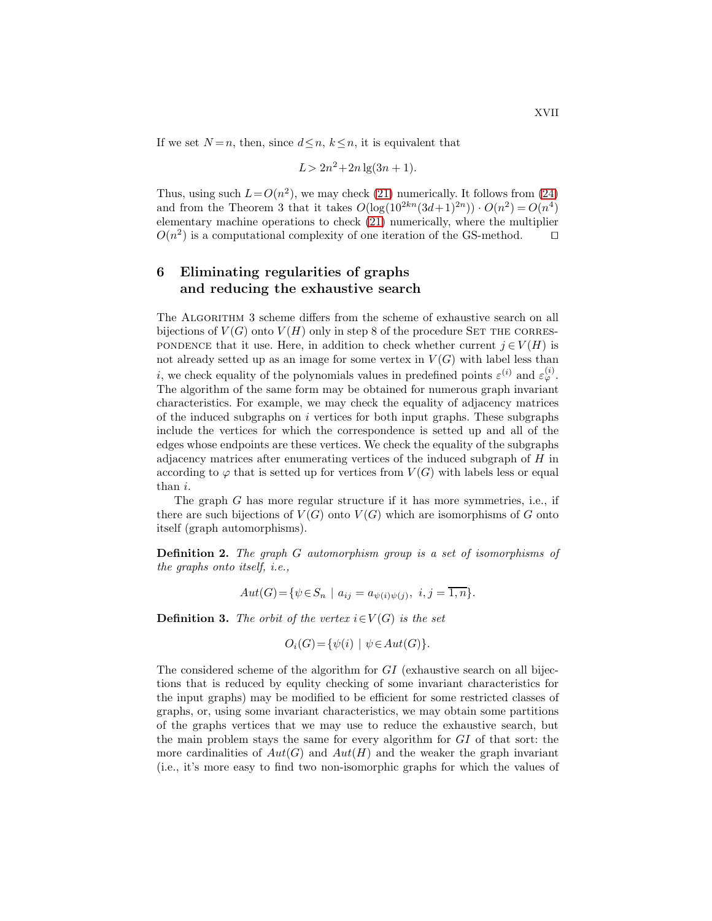If we set $N = n$, then, since $d \leq n$, $k \leq n$, it is equivalent that

$$L > 2n^2 + 2n \lg(3n+1).$$

Thus, using such $L = O(n^2)$, we may check (21) numerically. It follows from (24) and from the Theorem 3 that it takes $O(\log(10^{2kn}(3d+1)^{2n})) \cdot O(n^2) = O(n^4)$ elementary machine operations to check (21) numerically, where the multiplier $O(n^2)$ is a computational complexity of one iteration of the GS-method. □

## 6 Eliminating regularities of graphs and reducing the exhaustive search

The Algorithm 3 scheme differs from the scheme of exhaustive search on all bijections of $V(G)$ onto $V(H)$ only in step 8 of the procedure Set the correspondence that it use. Here, in addition to check whether current $j \in V(H)$ is not already setted up as an image for some vertex in $V(G)$ with label less than $i$, we check equality of the polynomials values in predefined points $\varepsilon^{(i)}$ and $\varepsilon_{\varphi}^{(i)}$. The algorithm of the same form may be obtained for numerous graph invariant characteristics. For example, we may check the equality of adjacency matrices of the induced subgraphs on $i$ vertices for both input graphs. These subgraphs include the vertices for which the correspondence is setted up and all of the edges whose endpoints are these vertices. We check the equality of the subgraphs adjacency matrices after enumerating vertices of the induced subgraph of $H$ in according to $\varphi$ that is setted up for vertices from $V(G)$ with labels less or equal than $i$.

The graph $G$ has more regular structure if it has more symmetries, i.e., if there are such bijections of $V(G)$ onto $V(G)$ which are isomorphisms of $G$ onto itself (graph automorphisms).

**Definition 2.** *The graph $G$ automorphism group is a set of isomorphisms of the graphs onto itself, i.e.,*

$$Aut(G) = \{\psi \in S_n \mid a_{ij} = a_{\psi(i)\psi(j)},\ i,j = \overline{1,n}\}.$$

**Definition 3.** *The orbit of the vertex $i \in V(G)$ is the set*

$$O_i(G) = \{\psi(i) \mid \psi \in Aut(G)\}.$$

The considered scheme of the algorithm for $GI$ (exhaustive search on all bijections that is reduced by equlity checking of some invariant characteristics for the input graphs) may be modified to be efficient for some restricted classes of graphs, or, using some invariant characteristics, we may obtain some partitions of the graphs vertices that we may use to reduce the exhaustive search, but the main problem stays the same for every algorithm for $GI$ of that sort: the more cardinalities of $Aut(G)$ and $Aut(H)$ and the weaker the graph invariant (i.e., it's more easy to find two non-isomorphic graphs for which the values of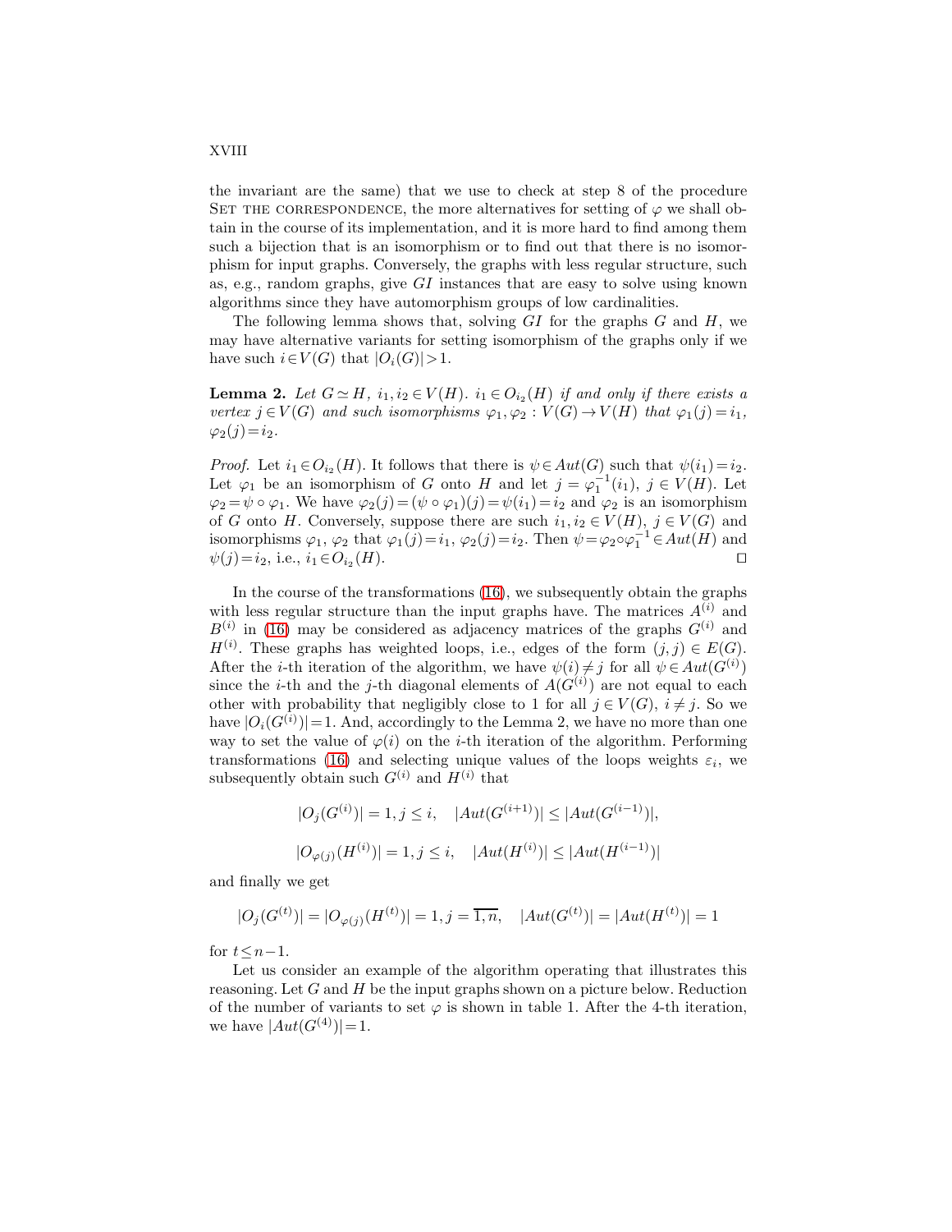the invariant are the same) that we use to check at step 8 of the procedure Set the correspondence, the more alternatives for setting of $\varphi$ we shall obtain in the course of its implementation, and it is more hard to find among them such a bijection that is an isomorphism or to find out that there is no isomorphism for input graphs. Conversely, the graphs with less regular structure, such as, e.g., random graphs, give $GI$ instances that are easy to solve using known algorithms since they have automorphism groups of low cardinalities.

The following lemma shows that, solving $GI$ for the graphs $G$ and $H$, we may have alternative variants for setting isomorphism of the graphs only if we have such $i \in V(G)$ that $|O_i(G)| > 1$.

**Lemma 2.** *Let $G \simeq H$, $i_1, i_2 \in V(H)$. $i_1 \in O_{i_2}(H)$ if and only if there exists a vertex $j \in V(G)$ and such isomorphisms $\varphi_1, \varphi_2 : V(G) \to V(H)$ that $\varphi_1(j) = i_1$, $\varphi_2(j) = i_2$.*

*Proof.* Let $i_1 \in O_{i_2}(H)$. It follows that there is $\psi \in Aut(G)$ such that $\psi(i_1) = i_2$. Let $\varphi_1$ be an isomorphism of $G$ onto $H$ and let $j = \varphi_1^{-1}(i_1)$, $j \in V(H)$. Let $\varphi_2 = \psi \circ \varphi_1$. We have $\varphi_2(j) = (\psi \circ \varphi_1)(j) = \psi(i_1) = i_2$ and $\varphi_2$ is an isomorphism of $G$ onto $H$. Conversely, suppose there are such $i_1, i_2 \in V(H)$, $j \in V(G)$ and isomorphisms $\varphi_1$, $\varphi_2$ that $\varphi_1(j) = i_1$, $\varphi_2(j) = i_2$. Then $\psi = \varphi_2 \circ \varphi_1^{-1} \in Aut(H)$ and $\psi(j) = i_2$, i.e., $i_1 \in O_{i_2}(H)$. ◻

In the course of the transformations (16), we subsequently obtain the graphs with less regular structure than the input graphs have. The matrices $A^{(i)}$ and $B^{(i)}$ in (16) may be considered as adjacency matrices of the graphs $G^{(i)}$ and $H^{(i)}$. These graphs has weighted loops, i.e., edges of the form $(j, j) \in E(G)$. After the $i$-th iteration of the algorithm, we have $\psi(i) \neq j$ for all $\psi \in Aut(G^{(i)})$ since the $i$-th and the $j$-th diagonal elements of $A(G^{(i)})$ are not equal to each other with probability that negligibly close to 1 for all $j \in V(G)$, $i \neq j$. So we have $|O_i(G^{(i)})| = 1$. And, accordingly to the Lemma 2, we have no more than one way to set the value of $\varphi(i)$ on the $i$-th iteration of the algorithm. Performing transformations (16) and selecting unique values of the loops weights $\varepsilon_i$, we subsequently obtain such $G^{(i)}$ and $H^{(i)}$ that

$$|O_j(G^{(i)})| = 1, j \leq i, \quad |Aut(G^{(i+1)})| \leq |Aut(G^{(i-1)})|,$$

$$|O_{\varphi(j)}(H^{(i)})| = 1, j \leq i, \quad |Aut(H^{(i)})| \leq |Aut(H^{(i-1)})|$$

and finally we get

$$|O_j(G^{(t)})| = |O_{\varphi(j)}(H^{(t)})| = 1, j = \overline{1, n}, \quad |Aut(G^{(t)})| = |Aut(H^{(t)})| = 1$$

for $t \leq n-1$.

Let us consider an example of the algorithm operating that illustrates this reasoning. Let $G$ and $H$ be the input graphs shown on a picture below. Reduction of the number of variants to set $\varphi$ is shown in table 1. After the 4-th iteration, we have $|Aut(G^{(4)})| = 1$.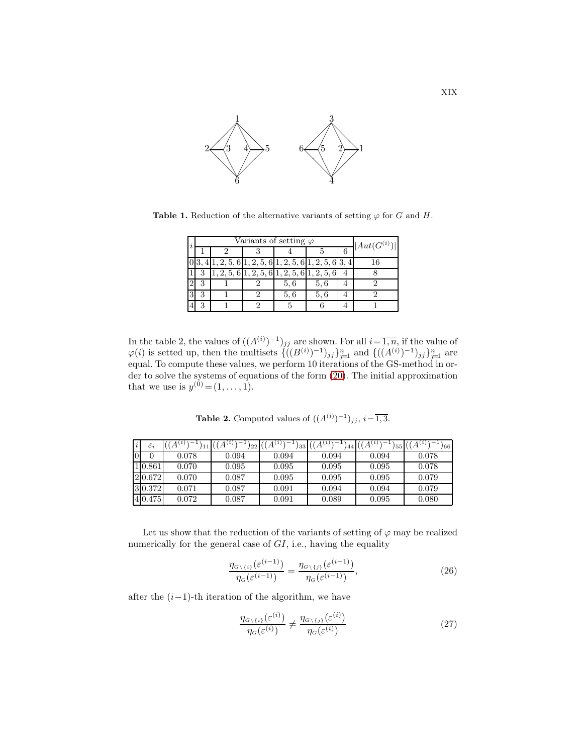**Table 1.** Reduction of the alternative variants of setting $\varphi$ for $G$ and $H$.

| $i$ | Variants of setting $\varphi$ | | | | | | $\|Aut(G^{(i)})\|$ |
|---|---|---|---|---|---|---|---|
| | 1 | 2 | 3 | 4 | 5 | 6 | |
| 0 | 3, 4 | 1, 2, 5, 6 | 1, 2, 5, 6 | 1, 2, 5, 6 | 1, 2, 5, 6 | 3, 4 | 16 |
| 1 | 3 | 1, 2, 5, 6 | 1, 2, 5, 6 | 1, 2, 5, 6 | 1, 2, 5, 6 | 4 | 8 |
| 2 | 3 | 1 | 2 | 5, 6 | 5, 6 | 4 | 2 |
| 3 | 3 | 1 | 2 | 5, 6 | 5, 6 | 4 | 2 |
| 4 | 3 | 1 | 2 | 5 | 6 | 4 | 1 |

In the table 2, the values of $((A^{(i)})^{-1})_{jj}$ are shown. For all $i=\overline{1,n}$, if the value of $\varphi(i)$ is setted up, then the multisets $\{((B^{(i)})^{-1})_{jj}\}_{j=1}^{n}$ and $\{((A^{(i)})^{-1})_{jj}\}_{j=1}^{n}$ are equal. To compute these values, we perform 10 iterations of the GS-method in order to solve the systems of equations of the form (20). The initial approximation that we use is $y^{(0)}=(1,\ldots,1)$.

**Table 2.** Computed values of $((A^{(i)})^{-1})_{jj}$, $i=\overline{1,3}$.

| $i$ | $\varepsilon_i$ | $((A^{(i)})^{-1})_{11}$ | $((A^{(i)})^{-1})_{22}$ | $((A^{(i)})^{-1})_{33}$ | $((A^{(i)})^{-1})_{44}$ | $((A^{(i)})^{-1})_{55}$ | $((A^{(i)})^{-1})_{66}$ |
|---|---|---|---|---|---|---|---|
| 0 | 0 | 0.078 | 0.094 | 0.094 | 0.094 | 0.094 | 0.078 |
| 1 | 0.861 | 0.070 | 0.095 | 0.095 | 0.095 | 0.095 | 0.078 |
| 2 | 0.672 | 0.070 | 0.087 | 0.095 | 0.095 | 0.095 | 0.079 |
| 3 | 0.372 | 0.071 | 0.087 | 0.091 | 0.094 | 0.094 | 0.079 |
| 4 | 0.475 | 0.072 | 0.087 | 0.091 | 0.089 | 0.095 | 0.080 |

Let us show that the reduction of the variants of setting of $\varphi$ may be realized numerically for the general case of $GI$, i.e., having the equality

$$\frac{\eta_{G\setminus\{i\}}(\varepsilon^{(i-1)})}{\eta_G(\varepsilon^{(i-1)})}=\frac{\eta_{G\setminus\{j\}}(\varepsilon^{(i-1)})}{\eta_G(\varepsilon^{(i-1)})}, \tag{26}$$

after the $(i-1)$-th iteration of the algorithm, we have

$$\frac{\eta_{G\setminus\{i\}}(\varepsilon^{(i)})}{\eta_G(\varepsilon^{(i)})}\neq\frac{\eta_{G\setminus\{j\}}(\varepsilon^{(i)})}{\eta_G(\varepsilon^{(i)})} \tag{27}$$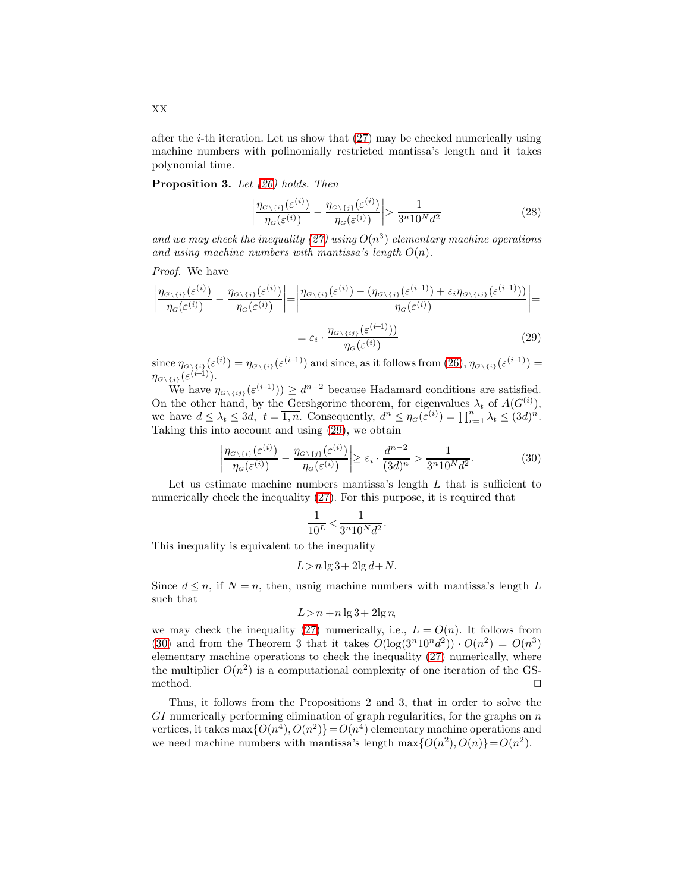after the $i$-th iteration. Let us show that (27) may be checked numerically using machine numbers with polinomially restricted mantissa's length and it takes polynomial time.

**Proposition 3.** *Let (26) holds. Then*

$$\left|\frac{\eta_{G\setminus\{i\}}(\varepsilon^{(i)})}{\eta_G(\varepsilon^{(i)})} - \frac{\eta_{G\setminus\{j\}}(\varepsilon^{(i)})}{\eta_G(\varepsilon^{(i)})}\right| > \frac{1}{3^n 10^N d^2} \tag{28}$$

*and we may check the inequality (27) using $O(n^3)$ elementary machine operations and using machine numbers with mantissa's length $O(n)$.*

*Proof.* We have

$$\left|\frac{\eta_{G\setminus\{i\}}(\varepsilon^{(i)})}{\eta_G(\varepsilon^{(i)})} - \frac{\eta_{G\setminus\{j\}}(\varepsilon^{(i)})}{\eta_G(\varepsilon^{(i)})}\right| = \left|\frac{\eta_{G\setminus\{i\}}(\varepsilon^{(i)}) - (\eta_{G\setminus\{j\}}(\varepsilon^{(i-1)}) + \varepsilon_i \eta_{G\setminus\{ij\}}(\varepsilon^{(i-1)}))}{\eta_G(\varepsilon^{(i)})}\right| =$$

$$= \varepsilon_i \cdot \frac{\eta_{G\setminus\{ij\}}(\varepsilon^{(i-1)}))}{\eta_G(\varepsilon^{(i)})} \tag{29}$$

since $\eta_{G\setminus\{i\}}(\varepsilon^{(i)}) = \eta_{G\setminus\{i\}}(\varepsilon^{(i-1)})$ and since, as it follows from (26), $\eta_{G\setminus\{i\}}(\varepsilon^{(i-1)}) = \eta_{G\setminus\{j\}}(\varepsilon^{(i-1)})$.

We have $\eta_{G\setminus\{ij\}}(\varepsilon^{(i-1)})) \geq d^{n-2}$ because Hadamard conditions are satisfied. On the other hand, by the Gershgorine theorem, for eigenvalues $\lambda_t$ of $A(G^{(i)})$, we have $d \leq \lambda_t \leq 3d,\ t = \overline{1,n}$. Consequently, $d^n \leq \eta_G(\varepsilon^{(i)}) = \prod_{r=1}^{n} \lambda_t \leq (3d)^n$. Taking this into account and using (29), we obtain

$$\left|\frac{\eta_{G\setminus\{i\}}(\varepsilon^{(i)})}{\eta_G(\varepsilon^{(i)})} - \frac{\eta_{G\setminus\{j\}}(\varepsilon^{(i)})}{\eta_G(\varepsilon^{(i)})}\right| \geq \varepsilon_i \cdot \frac{d^{n-2}}{(3d)^n} > \frac{1}{3^n 10^N d^2}. \tag{30}$$

Let us estimate machine numbers mantissa's length $L$ that is sufficient to numerically check the inequality (27). For this purpose, it is required that

$$\frac{1}{10^L} < \frac{1}{3^n 10^N d^2}.$$

This inequality is equivalent to the inequality

$$L > n \lg 3 + 2 \lg d + N.$$

Since $d \leq n$, if $N = n$, then, usnig machine numbers with mantissa's length $L$ such that

$$L > n + n \lg 3 + 2 \lg n,$$

we may check the inequality (27) numerically, i.e., $L = O(n)$. It follows from (30) and from the Theorem 3 that it takes $O(\log(3^n 10^n d^2)) \cdot O(n^2) = O(n^3)$ elementary machine operations to check the inequality (27) numerically, where the multiplier $O(n^2)$ is a computational complexity of one iteration of the GS-method. $\square$

Thus, it follows from the Propositions 2 and 3, that in order to solve the $GI$ numerically performing elimination of graph regularities, for the graphs on $n$ vertices, it takes $\max\{O(n^4), O(n^2)\} = O(n^4)$ elementary machine operations and we need machine numbers with mantissa's length $\max\{O(n^2), O(n)\} = O(n^2)$.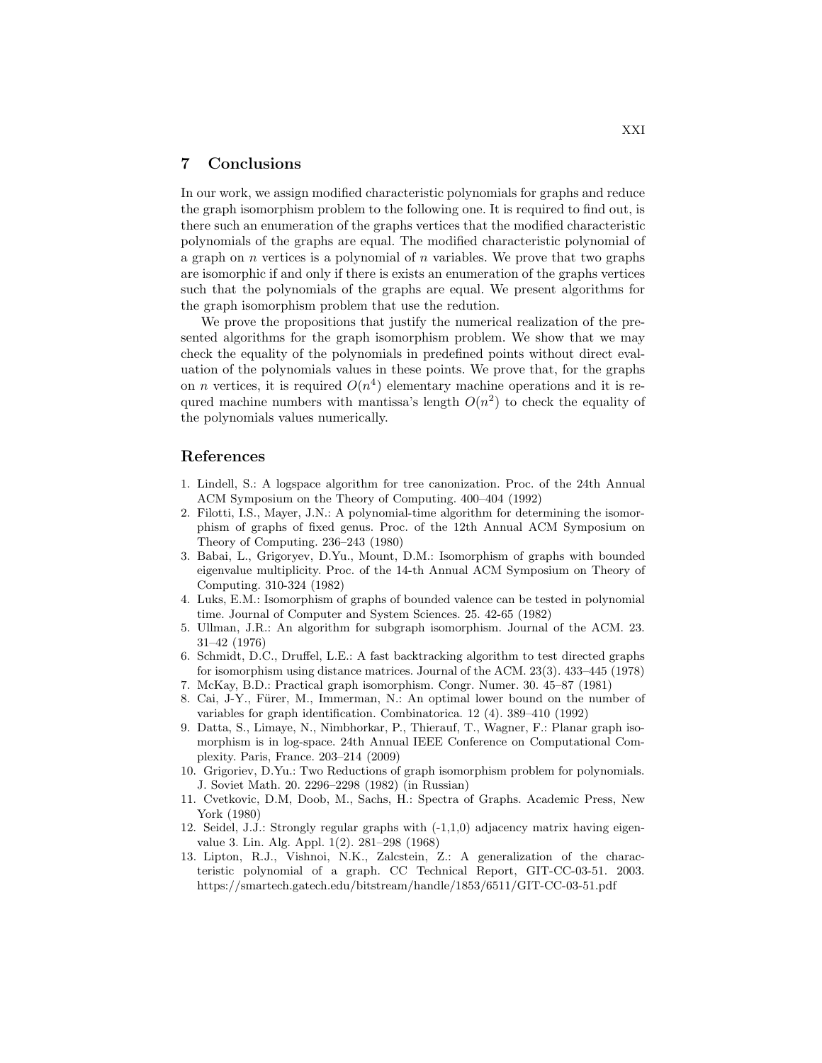## 7 Conclusions

In our work, we assign modified characteristic polynomials for graphs and reduce the graph isomorphism problem to the following one. It is required to find out, is there such an enumeration of the graphs vertices that the modified characteristic polynomials of the graphs are equal. The modified characteristic polynomial of a graph on $n$ vertices is a polynomial of $n$ variables. We prove that two graphs are isomorphic if and only if there is exists an enumeration of the graphs vertices such that the polynomials of the graphs are equal. We present algorithms for the graph isomorphism problem that use the redution.

We prove the propositions that justify the numerical realization of the presented algorithms for the graph isomorphism problem. We show that we may check the equality of the polynomials in predefined points without direct evaluation of the polynomials values in these points. We prove that, for the graphs on $n$ vertices, it is required $O(n^4)$ elementary machine operations and it is requred machine numbers with mantissa's length $O(n^2)$ to check the equality of the polynomials values numerically.

## References

1. Lindell, S.: A logspace algorithm for tree canonization. Proc. of the 24th Annual ACM Symposium on the Theory of Computing. 400–404 (1992)
2. Filotti, I.S., Mayer, J.N.: A polynomial-time algorithm for determining the isomorphism of graphs of fixed genus. Proc. of the 12th Annual ACM Symposium on Theory of Computing. 236–243 (1980)
3. Babai, L., Grigoryev, D.Yu., Mount, D.M.: Isomorphism of graphs with bounded eigenvalue multiplicity. Proc. of the 14-th Annual ACM Symposium on Theory of Computing. 310-324 (1982)
4. Luks, E.M.: Isomorphism of graphs of bounded valence can be tested in polynomial time. Journal of Computer and System Sciences. 25. 42-65 (1982)
5. Ullman, J.R.: An algorithm for subgraph isomorphism. Journal of the ACM. 23. 31–42 (1976)
6. Schmidt, D.C., Druffel, L.E.: A fast backtracking algorithm to test directed graphs for isomorphism using distance matrices. Journal of the ACM. 23(3). 433–445 (1978)
7. McKay, B.D.: Practical graph isomorphism. Congr. Numer. 30. 45–87 (1981)
8. Cai, J-Y., Fürer, M., Immerman, N.: An optimal lower bound on the number of variables for graph identification. Combinatorica. 12 (4). 389–410 (1992)
9. Datta, S., Limaye, N., Nimbhorkar, P., Thierauf, T., Wagner, F.: Planar graph isomorphism is in log-space. 24th Annual IEEE Conference on Computational Complexity. Paris, France. 203–214 (2009)
10. Grigoriev, D.Yu.: Two Reductions of graph isomorphism problem for polynomials. J. Soviet Math. 20. 2296–2298 (1982) (in Russian)
11. Cvetkovic, D.M, Doob, M., Sachs, H.: Spectra of Graphs. Academic Press, New York (1980)
12. Seidel, J.J.: Strongly regular graphs with (-1,1,0) adjacency matrix having eigenvalue 3. Lin. Alg. Appl. 1(2). 281–298 (1968)
13. Lipton, R.J., Vishnoi, N.K., Zalcstein, Z.: A generalization of the characteristic polynomial of a graph. CC Technical Report, GIT-CC-03-51. 2003. https://smartech.gatech.edu/bitstream/handle/1853/6511/GIT-CC-03-51.pdf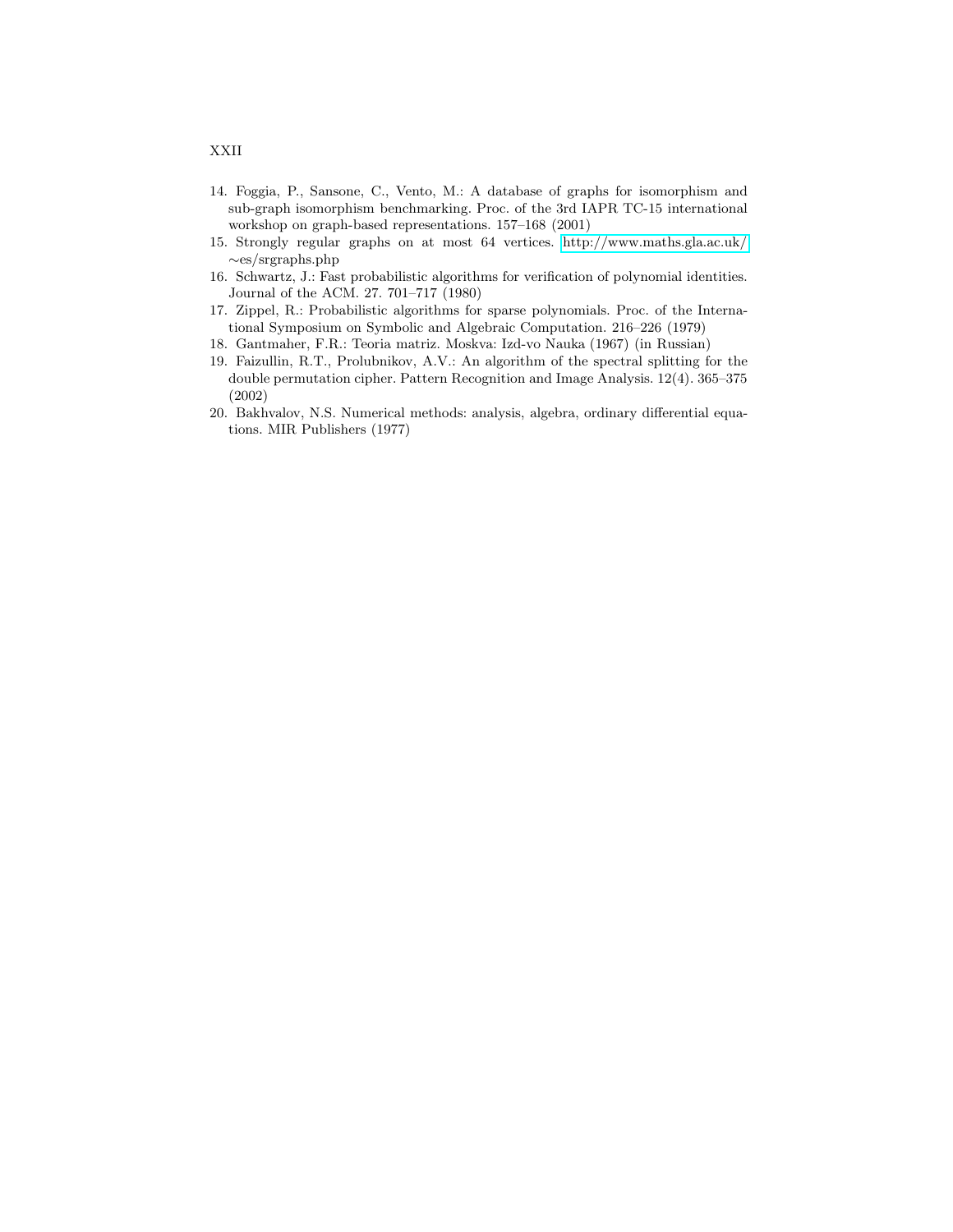14. Foggia, P., Sansone, C., Vento, M.: A database of graphs for isomorphism and sub-graph isomorphism benchmarking. Proc. of the 3rd IAPR TC-15 international workshop on graph-based representations. 157–168 (2001)
15. Strongly regular graphs on at most 64 vertices. http://www.maths.gla.ac.uk/∼es/srgraphs.php
16. Schwartz, J.: Fast probabilistic algorithms for verification of polynomial identities. Journal of the ACM. 27. 701–717 (1980)
17. Zippel, R.: Probabilistic algorithms for sparse polynomials. Proc. of the International Symposium on Symbolic and Algebraic Computation. 216–226 (1979)
18. Gantmaher, F.R.: Teoria matriz. Moskva: Izd-vo Nauka (1967) (in Russian)
19. Faizullin, R.T., Prolubnikov, A.V.: An algorithm of the spectral splitting for the double permutation cipher. Pattern Recognition and Image Analysis. 12(4). 365–375 (2002)
20. Bakhvalov, N.S. Numerical methods: analysis, algebra, ordinary differential equations. MIR Publishers (1977)